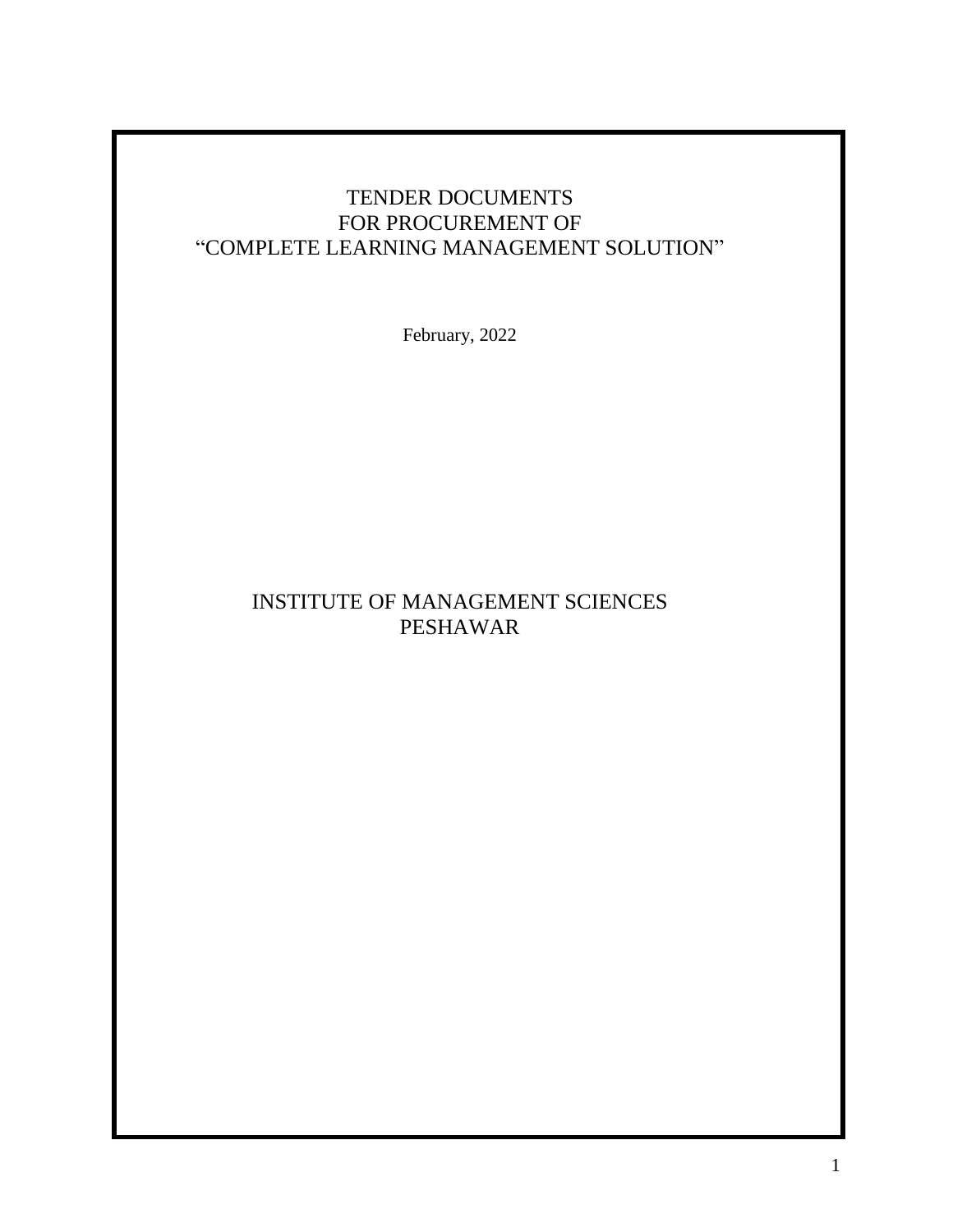# TENDER DOCUMENTS
# FOR PROCUREMENT OF
# "COMPLETE LEARNING MANAGEMENT SOLUTION"

February, 2022

## INSTITUTE OF MANAGEMENT SCIENCES
## PESHAWAR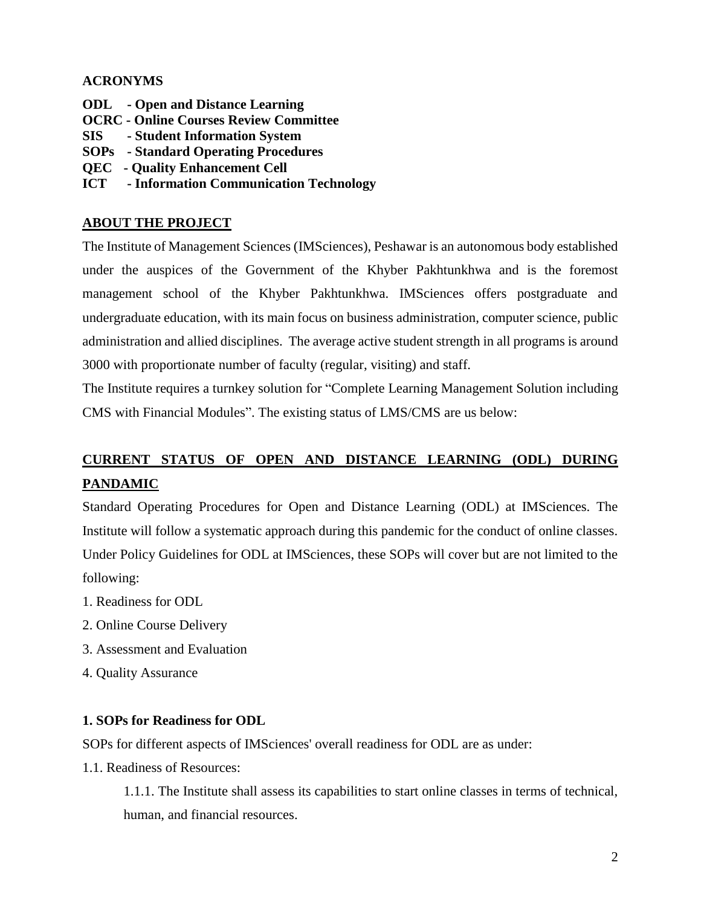**ACRONYMS**

**ODL - Open and Distance Learning**
**OCRC - Online Courses Review Committee**
**SIS - Student Information System**
**SOPs - Standard Operating Procedures**
**QEC - Quality Enhancement Cell**
**ICT - Information Communication Technology**

## ABOUT THE PROJECT

The Institute of Management Sciences (IMSciences), Peshawar is an autonomous body established under the auspices of the Government of the Khyber Pakhtunkhwa and is the foremost management school of the Khyber Pakhtunkhwa. IMSciences offers postgraduate and undergraduate education, with its main focus on business administration, computer science, public administration and allied disciplines. The average active student strength in all programs is around 3000 with proportionate number of faculty (regular, visiting) and staff.

The Institute requires a turnkey solution for "Complete Learning Management Solution including CMS with Financial Modules". The existing status of LMS/CMS are us below:

## CURRENT STATUS OF OPEN AND DISTANCE LEARNING (ODL) DURING PANDAMIC

Standard Operating Procedures for Open and Distance Learning (ODL) at IMSciences. The Institute will follow a systematic approach during this pandemic for the conduct of online classes. Under Policy Guidelines for ODL at IMSciences, these SOPs will cover but are not limited to the following:

1. Readiness for ODL
2. Online Course Delivery
3. Assessment and Evaluation
4. Quality Assurance

### 1. SOPs for Readiness for ODL

SOPs for different aspects of IMSciences' overall readiness for ODL are as under:

1.1. Readiness of Resources:

1.1.1. The Institute shall assess its capabilities to start online classes in terms of technical, human, and financial resources.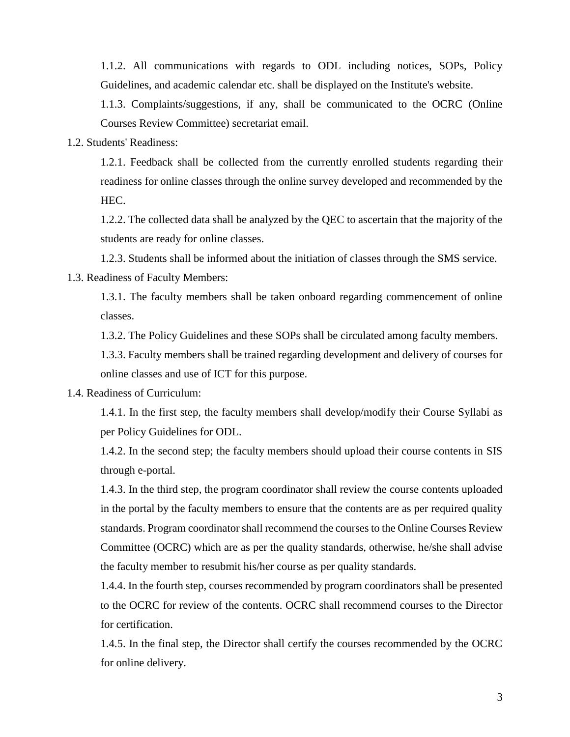1.1.2. All communications with regards to ODL including notices, SOPs, Policy Guidelines, and academic calendar etc. shall be displayed on the Institute's website.

1.1.3. Complaints/suggestions, if any, shall be communicated to the OCRC (Online Courses Review Committee) secretariat email.

1.2. Students' Readiness:

1.2.1. Feedback shall be collected from the currently enrolled students regarding their readiness for online classes through the online survey developed and recommended by the HEC.

1.2.2. The collected data shall be analyzed by the QEC to ascertain that the majority of the students are ready for online classes.

1.2.3. Students shall be informed about the initiation of classes through the SMS service.

1.3. Readiness of Faculty Members:

1.3.1. The faculty members shall be taken onboard regarding commencement of online classes.

1.3.2. The Policy Guidelines and these SOPs shall be circulated among faculty members.

1.3.3. Faculty members shall be trained regarding development and delivery of courses for online classes and use of ICT for this purpose.

1.4. Readiness of Curriculum:

1.4.1. In the first step, the faculty members shall develop/modify their Course Syllabi as per Policy Guidelines for ODL.

1.4.2. In the second step; the faculty members should upload their course contents in SIS through e-portal.

1.4.3. In the third step, the program coordinator shall review the course contents uploaded in the portal by the faculty members to ensure that the contents are as per required quality standards. Program coordinator shall recommend the courses to the Online Courses Review Committee (OCRC) which are as per the quality standards, otherwise, he/she shall advise the faculty member to resubmit his/her course as per quality standards.

1.4.4. In the fourth step, courses recommended by program coordinators shall be presented to the OCRC for review of the contents. OCRC shall recommend courses to the Director for certification.

1.4.5. In the final step, the Director shall certify the courses recommended by the OCRC for online delivery.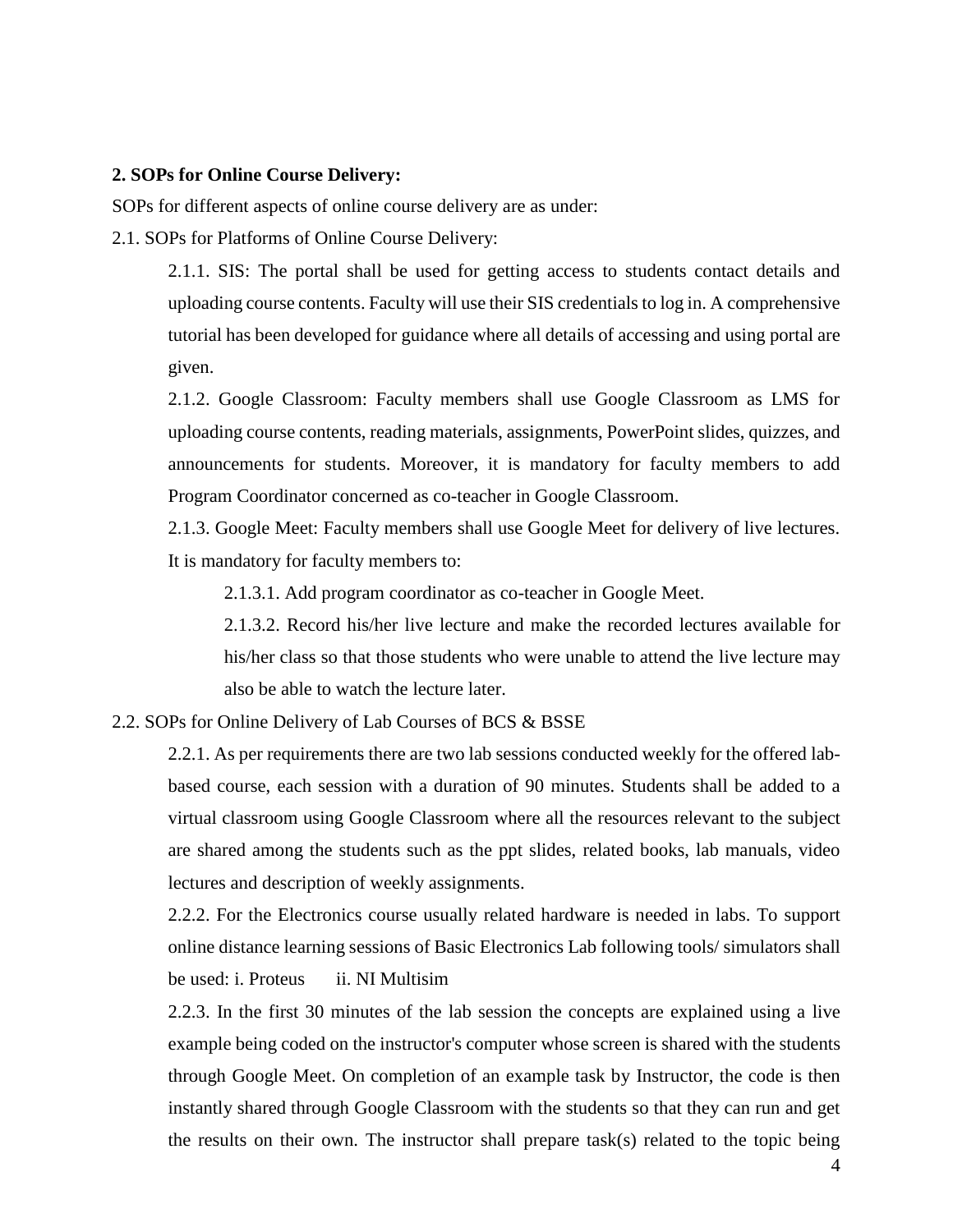**2. SOPs for Online Course Delivery:**

SOPs for different aspects of online course delivery are as under:

2.1. SOPs for Platforms of Online Course Delivery:

2.1.1. SIS: The portal shall be used for getting access to students contact details and uploading course contents. Faculty will use their SIS credentials to log in. A comprehensive tutorial has been developed for guidance where all details of accessing and using portal are given.

2.1.2. Google Classroom: Faculty members shall use Google Classroom as LMS for uploading course contents, reading materials, assignments, PowerPoint slides, quizzes, and announcements for students. Moreover, it is mandatory for faculty members to add Program Coordinator concerned as co-teacher in Google Classroom.

2.1.3. Google Meet: Faculty members shall use Google Meet for delivery of live lectures. It is mandatory for faculty members to:

2.1.3.1. Add program coordinator as co-teacher in Google Meet.

2.1.3.2. Record his/her live lecture and make the recorded lectures available for his/her class so that those students who were unable to attend the live lecture may also be able to watch the lecture later.

2.2. SOPs for Online Delivery of Lab Courses of BCS & BSSE

2.2.1. As per requirements there are two lab sessions conducted weekly for the offered lab-based course, each session with a duration of 90 minutes. Students shall be added to a virtual classroom using Google Classroom where all the resources relevant to the subject are shared among the students such as the ppt slides, related books, lab manuals, video lectures and description of weekly assignments.

2.2.2. For the Electronics course usually related hardware is needed in labs. To support online distance learning sessions of Basic Electronics Lab following tools/ simulators shall be used: i. Proteus    ii. NI Multisim

2.2.3. In the first 30 minutes of the lab session the concepts are explained using a live example being coded on the instructor's computer whose screen is shared with the students through Google Meet. On completion of an example task by Instructor, the code is then instantly shared through Google Classroom with the students so that they can run and get the results on their own. The instructor shall prepare task(s) related to the topic being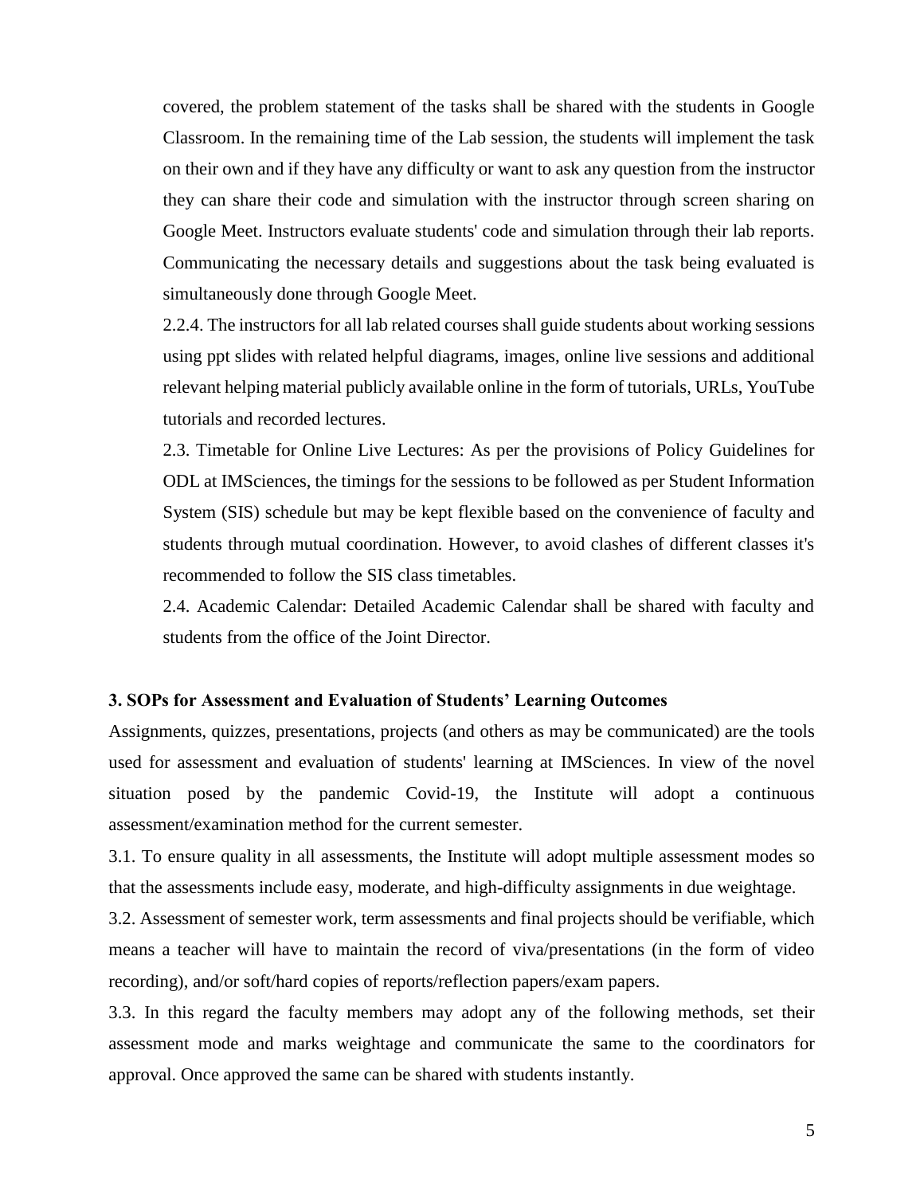covered, the problem statement of the tasks shall be shared with the students in Google Classroom. In the remaining time of the Lab session, the students will implement the task on their own and if they have any difficulty or want to ask any question from the instructor they can share their code and simulation with the instructor through screen sharing on Google Meet. Instructors evaluate students' code and simulation through their lab reports. Communicating the necessary details and suggestions about the task being evaluated is simultaneously done through Google Meet.

2.2.4. The instructors for all lab related courses shall guide students about working sessions using ppt slides with related helpful diagrams, images, online live sessions and additional relevant helping material publicly available online in the form of tutorials, URLs, YouTube tutorials and recorded lectures.

2.3. Timetable for Online Live Lectures: As per the provisions of Policy Guidelines for ODL at IMSciences, the timings for the sessions to be followed as per Student Information System (SIS) schedule but may be kept flexible based on the convenience of faculty and students through mutual coordination. However, to avoid clashes of different classes it's recommended to follow the SIS class timetables.

2.4. Academic Calendar: Detailed Academic Calendar shall be shared with faculty and students from the office of the Joint Director.

**3. SOPs for Assessment and Evaluation of Students' Learning Outcomes**

Assignments, quizzes, presentations, projects (and others as may be communicated) are the tools used for assessment and evaluation of students' learning at IMSciences. In view of the novel situation posed by the pandemic Covid-19, the Institute will adopt a continuous assessment/examination method for the current semester.

3.1. To ensure quality in all assessments, the Institute will adopt multiple assessment modes so that the assessments include easy, moderate, and high-difficulty assignments in due weightage.

3.2. Assessment of semester work, term assessments and final projects should be verifiable, which means a teacher will have to maintain the record of viva/presentations (in the form of video recording), and/or soft/hard copies of reports/reflection papers/exam papers.

3.3. In this regard the faculty members may adopt any of the following methods, set their assessment mode and marks weightage and communicate the same to the coordinators for approval. Once approved the same can be shared with students instantly.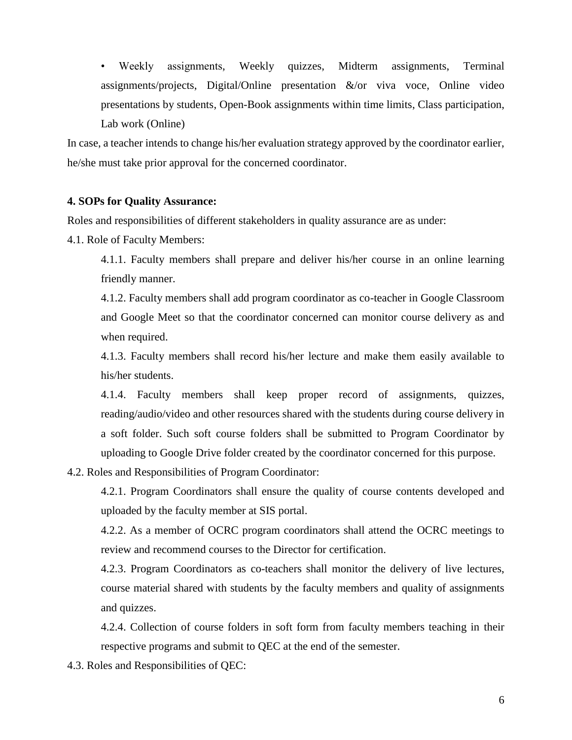- Weekly assignments, Weekly quizzes, Midterm assignments, Terminal assignments/projects, Digital/Online presentation &/or viva voce, Online video presentations by students, Open-Book assignments within time limits, Class participation, Lab work (Online)

In case, a teacher intends to change his/her evaluation strategy approved by the coordinator earlier, he/she must take prior approval for the concerned coordinator.

**4. SOPs for Quality Assurance:**

Roles and responsibilities of different stakeholders in quality assurance are as under:

4.1. Role of Faculty Members:

4.1.1. Faculty members shall prepare and deliver his/her course in an online learning friendly manner.

4.1.2. Faculty members shall add program coordinator as co-teacher in Google Classroom and Google Meet so that the coordinator concerned can monitor course delivery as and when required.

4.1.3. Faculty members shall record his/her lecture and make them easily available to his/her students.

4.1.4. Faculty members shall keep proper record of assignments, quizzes, reading/audio/video and other resources shared with the students during course delivery in a soft folder. Such soft course folders shall be submitted to Program Coordinator by uploading to Google Drive folder created by the coordinator concerned for this purpose.

4.2. Roles and Responsibilities of Program Coordinator:

4.2.1. Program Coordinators shall ensure the quality of course contents developed and uploaded by the faculty member at SIS portal.

4.2.2. As a member of OCRC program coordinators shall attend the OCRC meetings to review and recommend courses to the Director for certification.

4.2.3. Program Coordinators as co-teachers shall monitor the delivery of live lectures, course material shared with students by the faculty members and quality of assignments and quizzes.

4.2.4. Collection of course folders in soft form from faculty members teaching in their respective programs and submit to QEC at the end of the semester.

4.3. Roles and Responsibilities of QEC: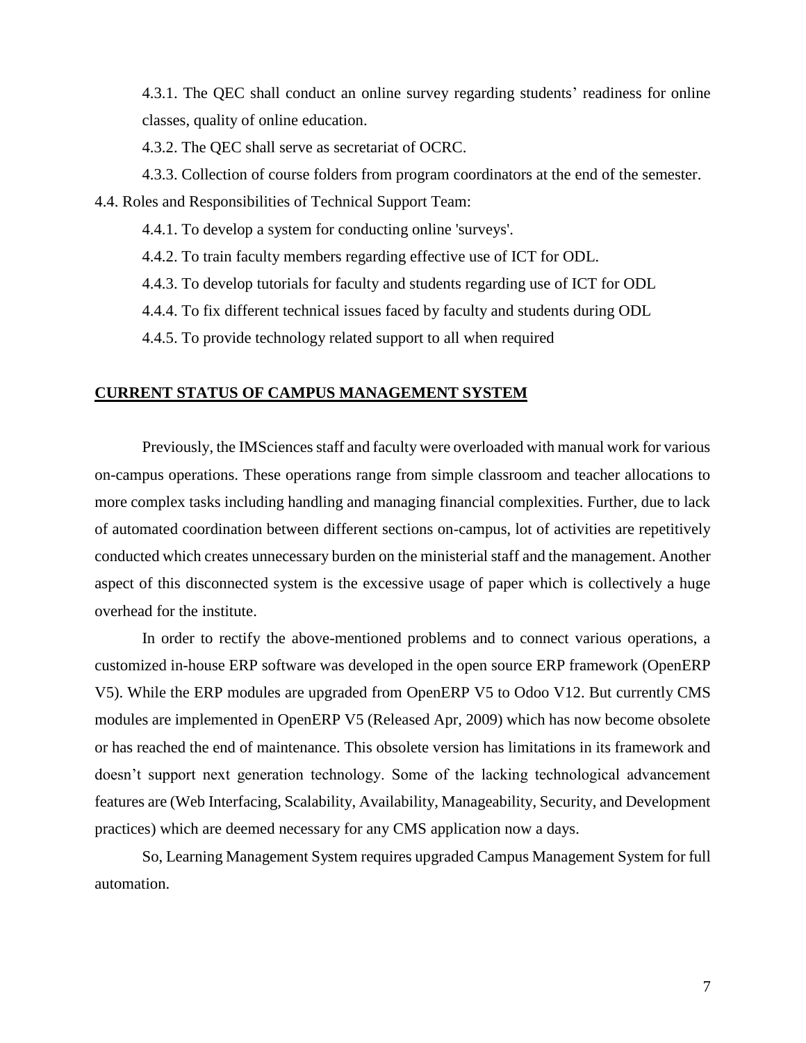4.3.1. The QEC shall conduct an online survey regarding students' readiness for online classes, quality of online education.

4.3.2. The QEC shall serve as secretariat of OCRC.

4.3.3. Collection of course folders from program coordinators at the end of the semester.

4.4. Roles and Responsibilities of Technical Support Team:

4.4.1. To develop a system for conducting online 'surveys'.

4.4.2. To train faculty members regarding effective use of ICT for ODL.

4.4.3. To develop tutorials for faculty and students regarding use of ICT for ODL

4.4.4. To fix different technical issues faced by faculty and students during ODL

4.4.5. To provide technology related support to all when required

## CURRENT STATUS OF CAMPUS MANAGEMENT SYSTEM

Previously, the IMSciences staff and faculty were overloaded with manual work for various on-campus operations. These operations range from simple classroom and teacher allocations to more complex tasks including handling and managing financial complexities. Further, due to lack of automated coordination between different sections on-campus, lot of activities are repetitively conducted which creates unnecessary burden on the ministerial staff and the management. Another aspect of this disconnected system is the excessive usage of paper which is collectively a huge overhead for the institute.

In order to rectify the above-mentioned problems and to connect various operations, a customized in-house ERP software was developed in the open source ERP framework (OpenERP V5). While the ERP modules are upgraded from OpenERP V5 to Odoo V12. But currently CMS modules are implemented in OpenERP V5 (Released Apr, 2009) which has now become obsolete or has reached the end of maintenance. This obsolete version has limitations in its framework and doesn't support next generation technology. Some of the lacking technological advancement features are (Web Interfacing, Scalability, Availability, Manageability, Security, and Development practices) which are deemed necessary for any CMS application now a days.

So, Learning Management System requires upgraded Campus Management System for full automation.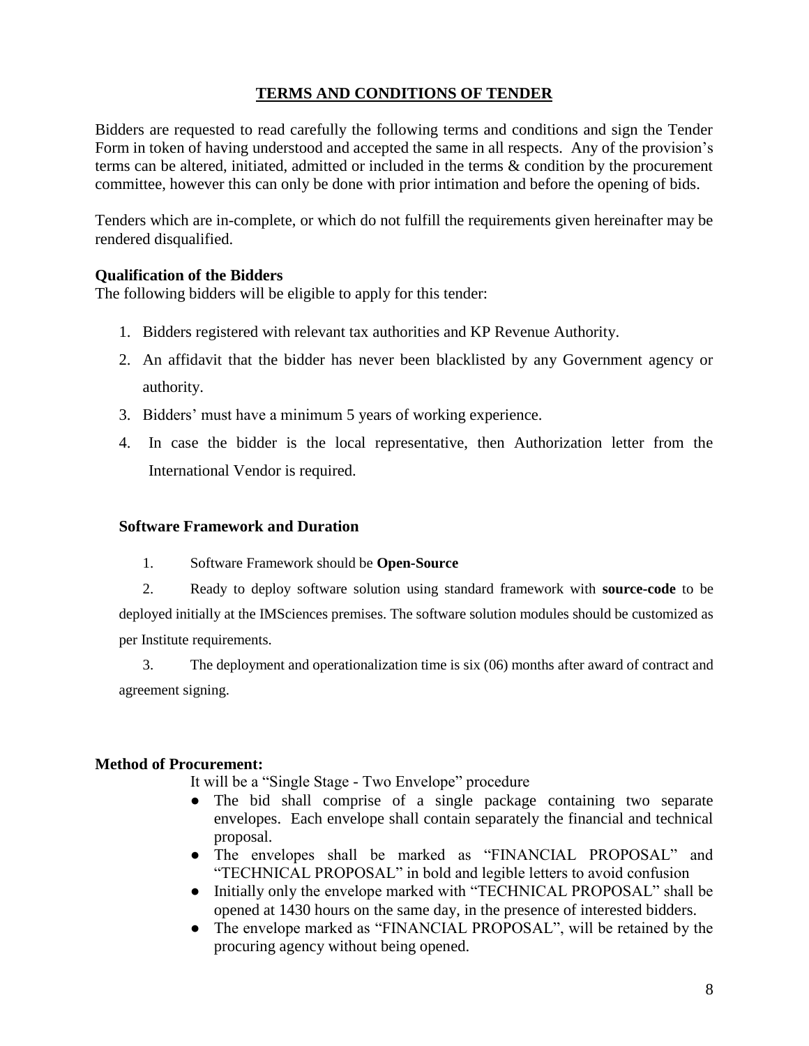# TERMS AND CONDITIONS OF TENDER

Bidders are requested to read carefully the following terms and conditions and sign the Tender Form in token of having understood and accepted the same in all respects. Any of the provision's terms can be altered, initiated, admitted or included in the terms & condition by the procurement committee, however this can only be done with prior intimation and before the opening of bids.

Tenders which are in-complete, or which do not fulfill the requirements given hereinafter may be rendered disqualified.

**Qualification of the Bidders**

The following bidders will be eligible to apply for this tender:

1. Bidders registered with relevant tax authorities and KP Revenue Authority.
2. An affidavit that the bidder has never been blacklisted by any Government agency or authority.
3. Bidders' must have a minimum 5 years of working experience.
4. In case the bidder is the local representative, then Authorization letter from the International Vendor is required.

**Software Framework and Duration**

1. Software Framework should be **Open-Source**
2. Ready to deploy software solution using standard framework with **source-code** to be deployed initially at the IMSciences premises. The software solution modules should be customized as per Institute requirements.
3. The deployment and operationalization time is six (06) months after award of contract and agreement signing.

**Method of Procurement:**

It will be a "Single Stage - Two Envelope" procedure

- The bid shall comprise of a single package containing two separate envelopes. Each envelope shall contain separately the financial and technical proposal.
- The envelopes shall be marked as "FINANCIAL PROPOSAL" and "TECHNICAL PROPOSAL" in bold and legible letters to avoid confusion
- Initially only the envelope marked with "TECHNICAL PROPOSAL" shall be opened at 1430 hours on the same day, in the presence of interested bidders.
- The envelope marked as "FINANCIAL PROPOSAL", will be retained by the procuring agency without being opened.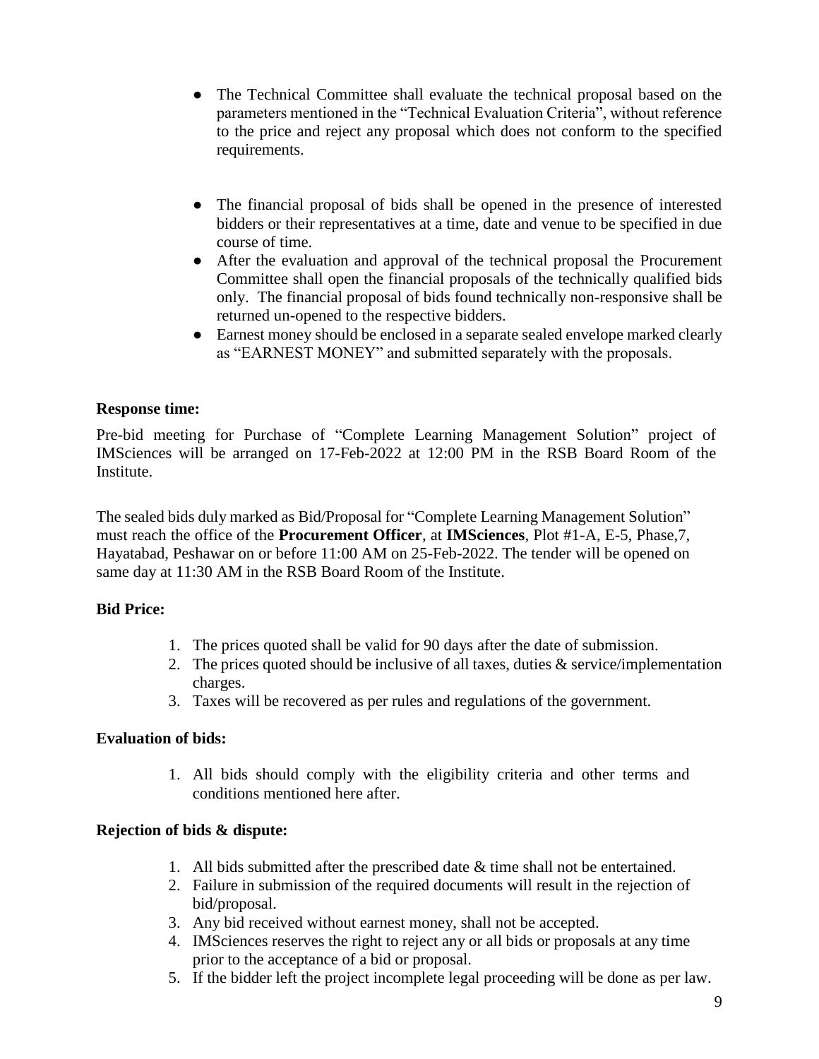- The Technical Committee shall evaluate the technical proposal based on the parameters mentioned in the "Technical Evaluation Criteria", without reference to the price and reject any proposal which does not conform to the specified requirements.

- The financial proposal of bids shall be opened in the presence of interested bidders or their representatives at a time, date and venue to be specified in due course of time.
- After the evaluation and approval of the technical proposal the Procurement Committee shall open the financial proposals of the technically qualified bids only. The financial proposal of bids found technically non-responsive shall be returned un-opened to the respective bidders.
- Earnest money should be enclosed in a separate sealed envelope marked clearly as "EARNEST MONEY" and submitted separately with the proposals.

**Response time:**

Pre-bid meeting for Purchase of "Complete Learning Management Solution" project of IMSciences will be arranged on 17-Feb-2022 at 12:00 PM in the RSB Board Room of the Institute.

The sealed bids duly marked as Bid/Proposal for "Complete Learning Management Solution" must reach the office of the **Procurement Officer**, at **IMSciences**, Plot #1-A, E-5, Phase,7, Hayatabad, Peshawar on or before 11:00 AM on 25-Feb-2022. The tender will be opened on same day at 11:30 AM in the RSB Board Room of the Institute.

**Bid Price:**

1. The prices quoted shall be valid for 90 days after the date of submission.
2. The prices quoted should be inclusive of all taxes, duties & service/implementation charges.
3. Taxes will be recovered as per rules and regulations of the government.

**Evaluation of bids:**

1. All bids should comply with the eligibility criteria and other terms and conditions mentioned here after.

**Rejection of bids & dispute:**

1. All bids submitted after the prescribed date & time shall not be entertained.
2. Failure in submission of the required documents will result in the rejection of bid/proposal.
3. Any bid received without earnest money, shall not be accepted.
4. IMSciences reserves the right to reject any or all bids or proposals at any time prior to the acceptance of a bid or proposal.
5. If the bidder left the project incomplete legal proceeding will be done as per law.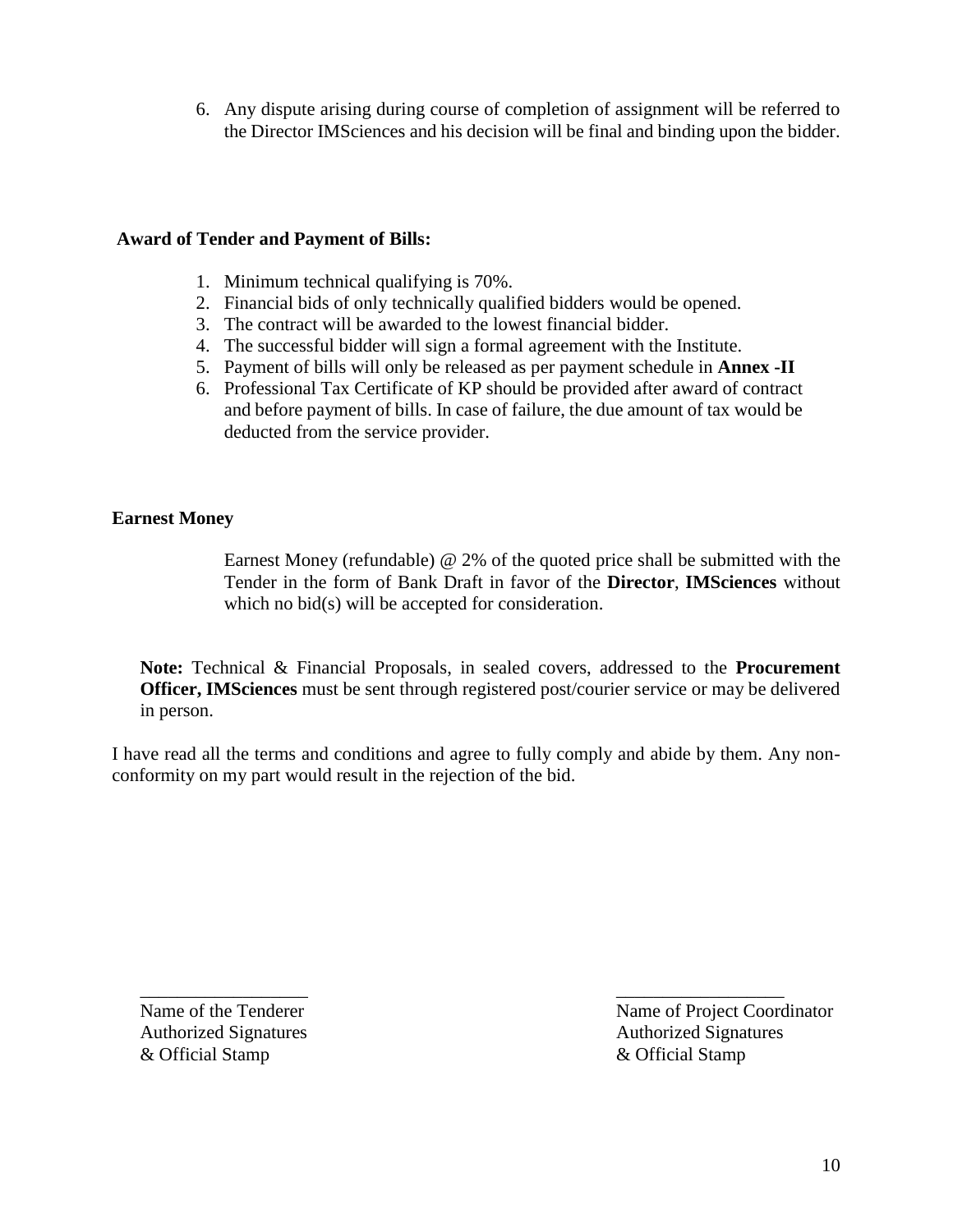6. Any dispute arising during course of completion of assignment will be referred to the Director IMSciences and his decision will be final and binding upon the bidder.

**Award of Tender and Payment of Bills:**

1. Minimum technical qualifying is 70%.
2. Financial bids of only technically qualified bidders would be opened.
3. The contract will be awarded to the lowest financial bidder.
4. The successful bidder will sign a formal agreement with the Institute.
5. Payment of bills will only be released as per payment schedule in **Annex -II**
6. Professional Tax Certificate of KP should be provided after award of contract and before payment of bills. In case of failure, the due amount of tax would be deducted from the service provider.

**Earnest Money**

Earnest Money (refundable) @ 2% of the quoted price shall be submitted with the Tender in the form of Bank Draft in favor of the **Director**, **IMSciences** without which no bid(s) will be accepted for consideration.

**Note:** Technical & Financial Proposals, in sealed covers, addressed to the **Procurement Officer, IMSciences** must be sent through registered post/courier service or may be delivered in person.

I have read all the terms and conditions and agree to fully comply and abide by them. Any non-conformity on my part would result in the rejection of the bid.

| ___________________ | ___________________ |
|---|---|
| Name of the Tenderer | Name of Project Coordinator |
| Authorized Signatures | Authorized Signatures |
| & Official Stamp | & Official Stamp |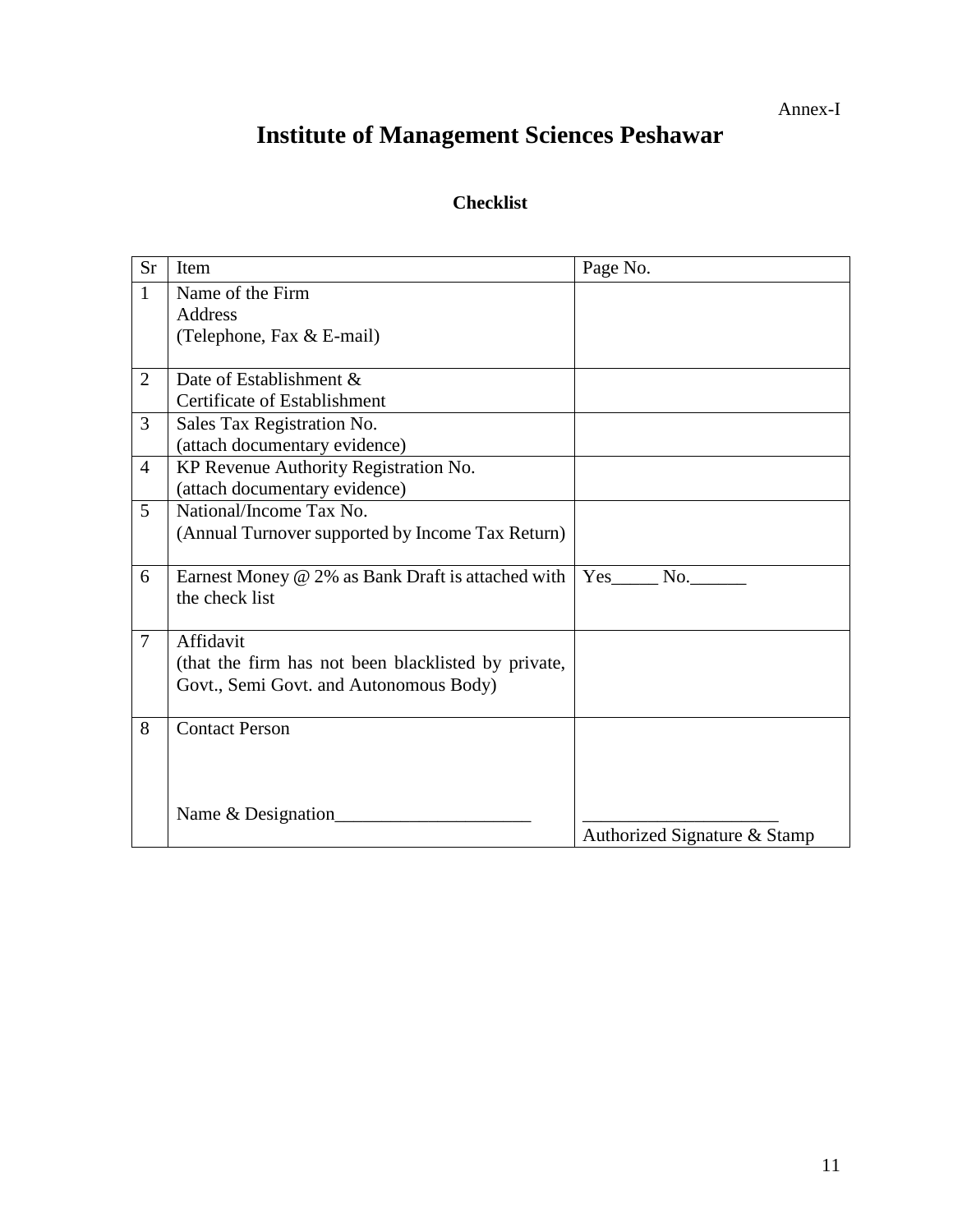Annex-I

# Institute of Management Sciences Peshawar

**Checklist**

| Sr | Item | Page No. |
|---|---|---|
| 1 | Name of the Firm<br>Address<br>(Telephone, Fax & E-mail) | |
| 2 | Date of Establishment &<br>Certificate of Establishment | |
| 3 | Sales Tax Registration No.<br>(attach documentary evidence) | |
| 4 | KP Revenue Authority Registration No.<br>(attach documentary evidence) | |
| 5 | National/Income Tax No.<br>(Annual Turnover supported by Income Tax Return) | |
| 6 | Earnest Money @ 2% as Bank Draft is attached with the check list | Yes_____ No.______ |
| 7 | Affidavit<br>(that the firm has not been blacklisted by private, Govt., Semi Govt. and Autonomous Body) | |
| 8 | Contact Person<br><br>Name & Designation_____________________ | _____________________<br>Authorized Signature & Stamp |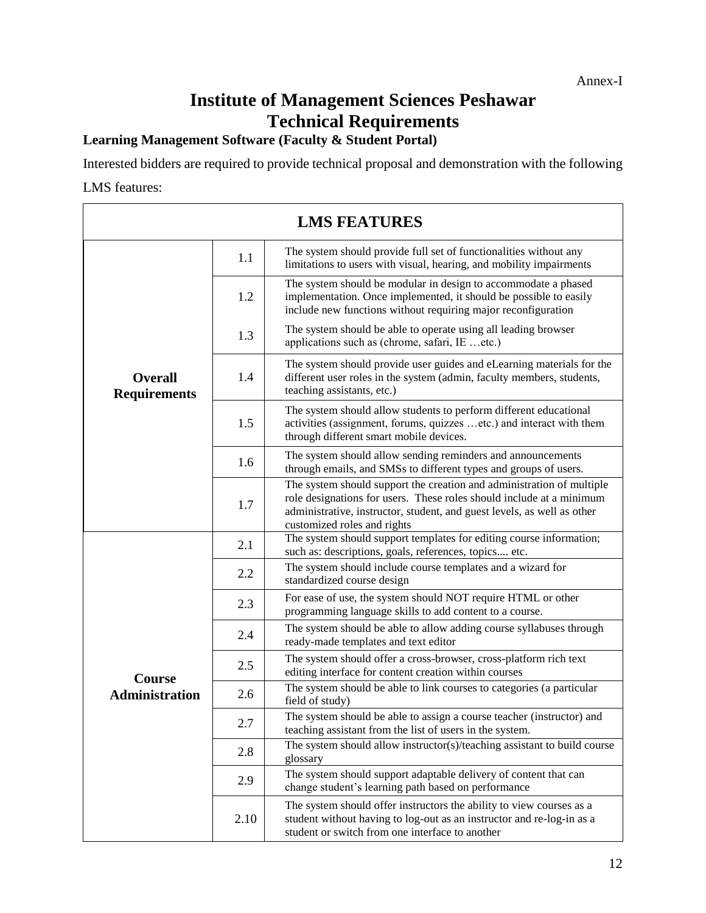Annex-I

# Institute of Management Sciences Peshawar
# Technical Requirements

**Learning Management Software (Faculty & Student Portal)**

Interested bidders are required to provide technical proposal and demonstration with the following LMS features:

| LMS FEATURES | | |
|---|---|---|
| **Overall Requirements** | 1.1 | The system should provide full set of functionalities without any limitations to users with visual, hearing, and mobility impairments |
| | 1.2 | The system should be modular in design to accommodate a phased implementation. Once implemented, it should be possible to easily include new functions without requiring major reconfiguration |
| | 1.3 | The system should be able to operate using all leading browser applications such as (chrome, safari, IE …etc.) |
| | 1.4 | The system should provide user guides and eLearning materials for the different user roles in the system (admin, faculty members, students, teaching assistants, etc.) |
| | 1.5 | The system should allow students to perform different educational activities (assignment, forums, quizzes …etc.) and interact with them through different smart mobile devices. |
| | 1.6 | The system should allow sending reminders and announcements through emails, and SMSs to different types and groups of users. |
| | 1.7 | The system should support the creation and administration of multiple role designations for users. These roles should include at a minimum administrative, instructor, student, and guest levels, as well as other customized roles and rights |
| **Course Administration** | 2.1 | The system should support templates for editing course information; such as: descriptions, goals, references, topics.... etc. |
| | 2.2 | The system should include course templates and a wizard for standardized course design |
| | 2.3 | For ease of use, the system should NOT require HTML or other programming language skills to add content to a course. |
| | 2.4 | The system should be able to allow adding course syllabuses through ready-made templates and text editor |
| | 2.5 | The system should offer a cross-browser, cross-platform rich text editing interface for content creation within courses |
| | 2.6 | The system should be able to link courses to categories (a particular field of study) |
| | 2.7 | The system should be able to assign a course teacher (instructor) and teaching assistant from the list of users in the system. |
| | 2.8 | The system should allow instructor(s)/teaching assistant to build course glossary |
| | 2.9 | The system should support adaptable delivery of content that can change student's learning path based on performance |
| | 2.10 | The system should offer instructors the ability to view courses as a student without having to log-out as an instructor and re-log-in as a student or switch from one interface to another |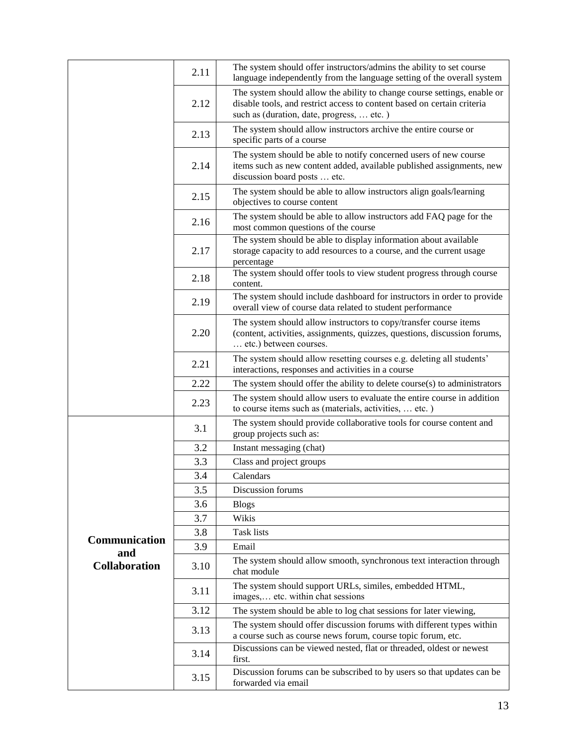| | | |
|---|---|---|
| | 2.11 | The system should offer instructors/admins the ability to set course language independently from the language setting of the overall system |
| | 2.12 | The system should allow the ability to change course settings, enable or disable tools, and restrict access to content based on certain criteria such as (duration, date, progress, … etc. ) |
| | 2.13 | The system should allow instructors archive the entire course or specific parts of a course |
| | 2.14 | The system should be able to notify concerned users of new course items such as new content added, available published assignments, new discussion board posts … etc. |
| | 2.15 | The system should be able to allow instructors align goals/learning objectives to course content |
| | 2.16 | The system should be able to allow instructors add FAQ page for the most common questions of the course |
| | 2.17 | The system should be able to display information about available storage capacity to add resources to a course, and the current usage percentage |
| | 2.18 | The system should offer tools to view student progress through course content. |
| | 2.19 | The system should include dashboard for instructors in order to provide overall view of course data related to student performance |
| | 2.20 | The system should allow instructors to copy/transfer course items (content, activities, assignments, quizzes, questions, discussion forums, … etc.) between courses. |
| | 2.21 | The system should allow resetting courses e.g. deleting all students' interactions, responses and activities in a course |
| | 2.22 | The system should offer the ability to delete course(s) to administrators |
| | 2.23 | The system should allow users to evaluate the entire course in addition to course items such as (materials, activities, … etc. ) |
| **Communication and Collaboration** | 3.1 | The system should provide collaborative tools for course content and group projects such as: |
| | 3.2 | Instant messaging (chat) |
| | 3.3 | Class and project groups |
| | 3.4 | Calendars |
| | 3.5 | Discussion forums |
| | 3.6 | Blogs |
| | 3.7 | Wikis |
| | 3.8 | Task lists |
| | 3.9 | Email |
| | 3.10 | The system should allow smooth, synchronous text interaction through chat module |
| | 3.11 | The system should support URLs, similes, embedded HTML, images,… etc. within chat sessions |
| | 3.12 | The system should be able to log chat sessions for later viewing, |
| | 3.13 | The system should offer discussion forums with different types within a course such as course news forum, course topic forum, etc. |
| | 3.14 | Discussions can be viewed nested, flat or threaded, oldest or newest first. |
| | 3.15 | Discussion forums can be subscribed to by users so that updates can be forwarded via email |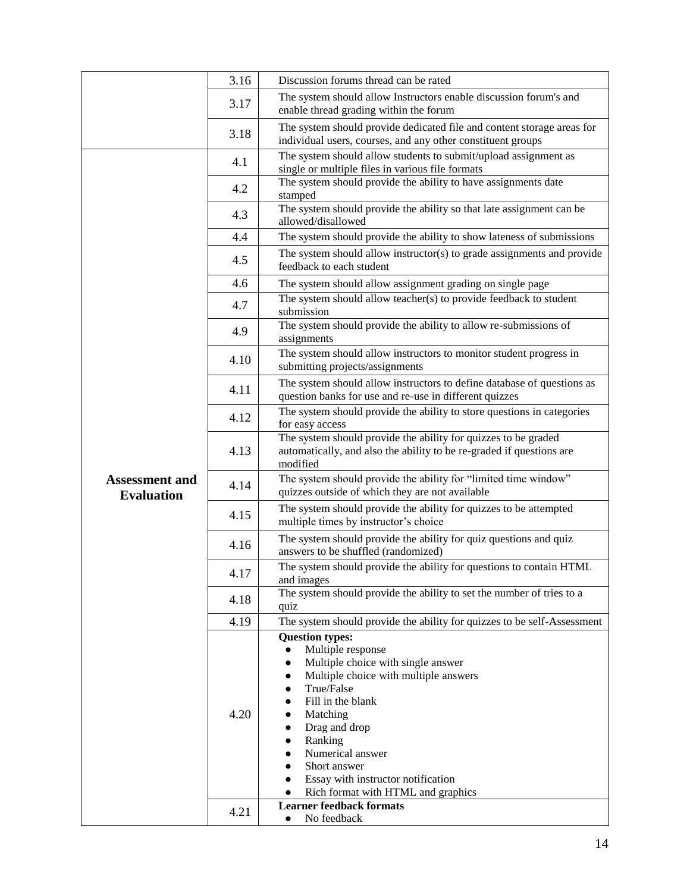| | | |
|---|---|---|
| | 3.16 | Discussion forums thread can be rated |
| | 3.17 | The system should allow Instructors enable discussion forum's and enable thread grading within the forum |
| | 3.18 | The system should provide dedicated file and content storage areas for individual users, courses, and any other constituent groups |
| **Assessment and Evaluation** | 4.1 | The system should allow students to submit/upload assignment as single or multiple files in various file formats |
| | 4.2 | The system should provide the ability to have assignments date stamped |
| | 4.3 | The system should provide the ability so that late assignment can be allowed/disallowed |
| | 4.4 | The system should provide the ability to show lateness of submissions |
| | 4.5 | The system should allow instructor(s) to grade assignments and provide feedback to each student |
| | 4.6 | The system should allow assignment grading on single page |
| | 4.7 | The system should allow teacher(s) to provide feedback to student submission |
| | 4.9 | The system should provide the ability to allow re-submissions of assignments |
| | 4.10 | The system should allow instructors to monitor student progress in submitting projects/assignments |
| | 4.11 | The system should allow instructors to define database of questions as question banks for use and re-use in different quizzes |
| | 4.12 | The system should provide the ability to store questions in categories for easy access |
| | 4.13 | The system should provide the ability for quizzes to be graded automatically, and also the ability to be re-graded if questions are modified |
| | 4.14 | The system should provide the ability for "limited time window" quizzes outside of which they are not available |
| | 4.15 | The system should provide the ability for quizzes to be attempted multiple times by instructor's choice |
| | 4.16 | The system should provide the ability for quiz questions and quiz answers to be shuffled (randomized) |
| | 4.17 | The system should provide the ability for questions to contain HTML and images |
| | 4.18 | The system should provide the ability to set the number of tries to a quiz |
| | 4.19 | The system should provide the ability for quizzes to be self-Assessment |
| | 4.20 | **Question types:**<br>● Multiple response<br>● Multiple choice with single answer<br>● Multiple choice with multiple answers<br>● True/False<br>● Fill in the blank<br>● Matching<br>● Drag and drop<br>● Ranking<br>● Numerical answer<br>● Short answer<br>● Essay with instructor notification<br>● Rich format with HTML and graphics |
| | 4.21 | **Learner feedback formats**<br>● No feedback |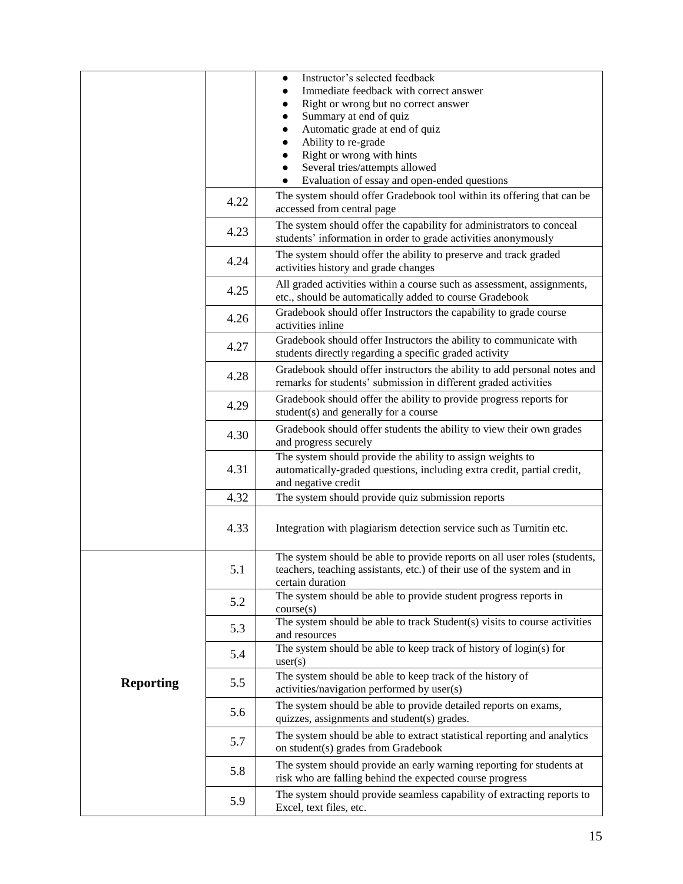| | | |
|---|---|---|
| | | ● Instructor's selected feedback<br>● Immediate feedback with correct answer<br>● Right or wrong but no correct answer<br>● Summary at end of quiz<br>● Automatic grade at end of quiz<br>● Ability to re-grade<br>● Right or wrong with hints<br>● Several tries/attempts allowed<br>● Evaluation of essay and open-ended questions |
| | 4.22 | The system should offer Gradebook tool within its offering that can be accessed from central page |
| | 4.23 | The system should offer the capability for administrators to conceal students' information in order to grade activities anonymously |
| | 4.24 | The system should offer the ability to preserve and track graded activities history and grade changes |
| | 4.25 | All graded activities within a course such as assessment, assignments, etc., should be automatically added to course Gradebook |
| | 4.26 | Gradebook should offer Instructors the capability to grade course activities inline |
| | 4.27 | Gradebook should offer Instructors the ability to communicate with students directly regarding a specific graded activity |
| | 4.28 | Gradebook should offer instructors the ability to add personal notes and remarks for students' submission in different graded activities |
| | 4.29 | Gradebook should offer the ability to provide progress reports for student(s) and generally for a course |
| | 4.30 | Gradebook should offer students the ability to view their own grades and progress securely |
| | 4.31 | The system should provide the ability to assign weights to automatically-graded questions, including extra credit, partial credit, and negative credit |
| | 4.32 | The system should provide quiz submission reports |
| | 4.33 | Integration with plagiarism detection service such as Turnitin etc. |
| **Reporting** | 5.1 | The system should be able to provide reports on all user roles (students, teachers, teaching assistants, etc.) of their use of the system and in certain duration |
| | 5.2 | The system should be able to provide student progress reports in course(s) |
| | 5.3 | The system should be able to track Student(s) visits to course activities and resources |
| | 5.4 | The system should be able to keep track of history of login(s) for user(s) |
| | 5.5 | The system should be able to keep track of the history of activities/navigation performed by user(s) |
| | 5.6 | The system should be able to provide detailed reports on exams, quizzes, assignments and student(s) grades. |
| | 5.7 | The system should be able to extract statistical reporting and analytics on student(s) grades from Gradebook |
| | 5.8 | The system should provide an early warning reporting for students at risk who are falling behind the expected course progress |
| | 5.9 | The system should provide seamless capability of extracting reports to Excel, text files, etc. |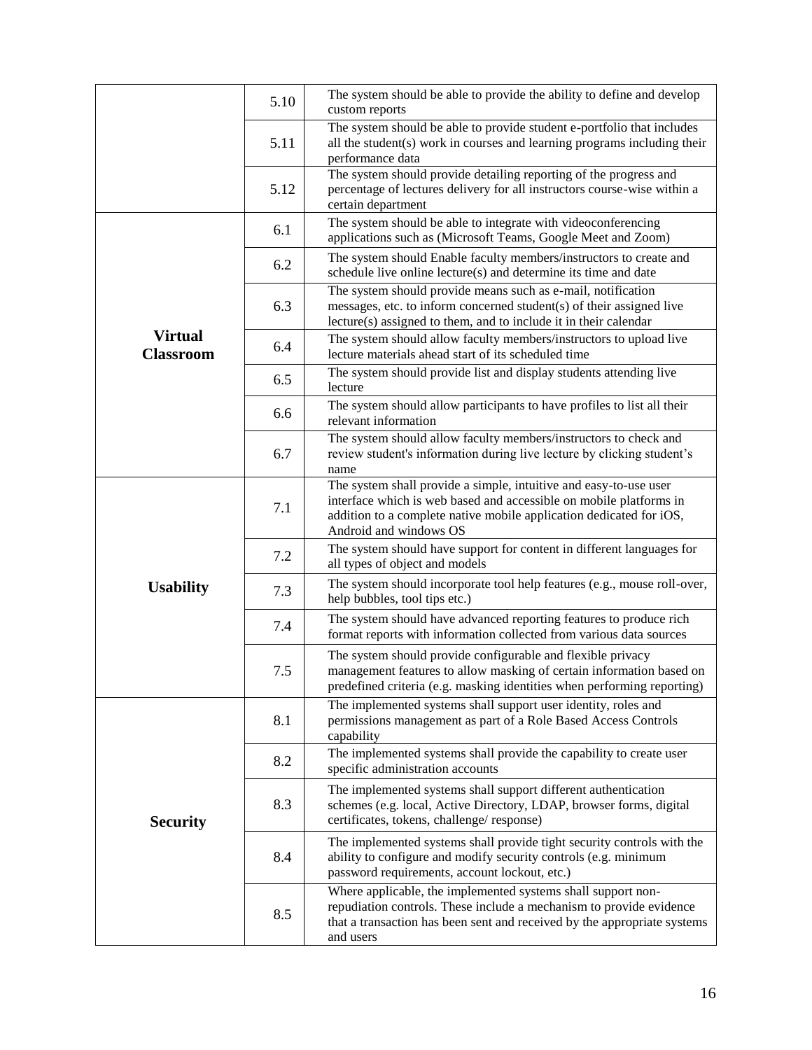| | | |
|---|---|---|
| | 5.10 | The system should be able to provide the ability to define and develop custom reports |
| | 5.11 | The system should be able to provide student e-portfolio that includes all the student(s) work in courses and learning programs including their performance data |
| | 5.12 | The system should provide detailing reporting of the progress and percentage of lectures delivery for all instructors course-wise within a certain department |
| **Virtual Classroom** | 6.1 | The system should be able to integrate with videoconferencing applications such as (Microsoft Teams, Google Meet and Zoom) |
| | 6.2 | The system should Enable faculty members/instructors to create and schedule live online lecture(s) and determine its time and date |
| | 6.3 | The system should provide means such as e-mail, notification messages, etc. to inform concerned student(s) of their assigned live lecture(s) assigned to them, and to include it in their calendar |
| | 6.4 | The system should allow faculty members/instructors to upload live lecture materials ahead start of its scheduled time |
| | 6.5 | The system should provide list and display students attending live lecture |
| | 6.6 | The system should allow participants to have profiles to list all their relevant information |
| | 6.7 | The system should allow faculty members/instructors to check and review student's information during live lecture by clicking student's name |
| **Usability** | 7.1 | The system shall provide a simple, intuitive and easy-to-use user interface which is web based and accessible on mobile platforms in addition to a complete native mobile application dedicated for iOS, Android and windows OS |
| | 7.2 | The system should have support for content in different languages for all types of object and models |
| | 7.3 | The system should incorporate tool help features (e.g., mouse roll-over, help bubbles, tool tips etc.) |
| | 7.4 | The system should have advanced reporting features to produce rich format reports with information collected from various data sources |
| | 7.5 | The system should provide configurable and flexible privacy management features to allow masking of certain information based on predefined criteria (e.g. masking identities when performing reporting) |
| **Security** | 8.1 | The implemented systems shall support user identity, roles and permissions management as part of a Role Based Access Controls capability |
| | 8.2 | The implemented systems shall provide the capability to create user specific administration accounts |
| | 8.3 | The implemented systems shall support different authentication schemes (e.g. local, Active Directory, LDAP, browser forms, digital certificates, tokens, challenge/ response) |
| | 8.4 | The implemented systems shall provide tight security controls with the ability to configure and modify security controls (e.g. minimum password requirements, account lockout, etc.) |
| | 8.5 | Where applicable, the implemented systems shall support non-repudiation controls. These include a mechanism to provide evidence that a transaction has been sent and received by the appropriate systems and users |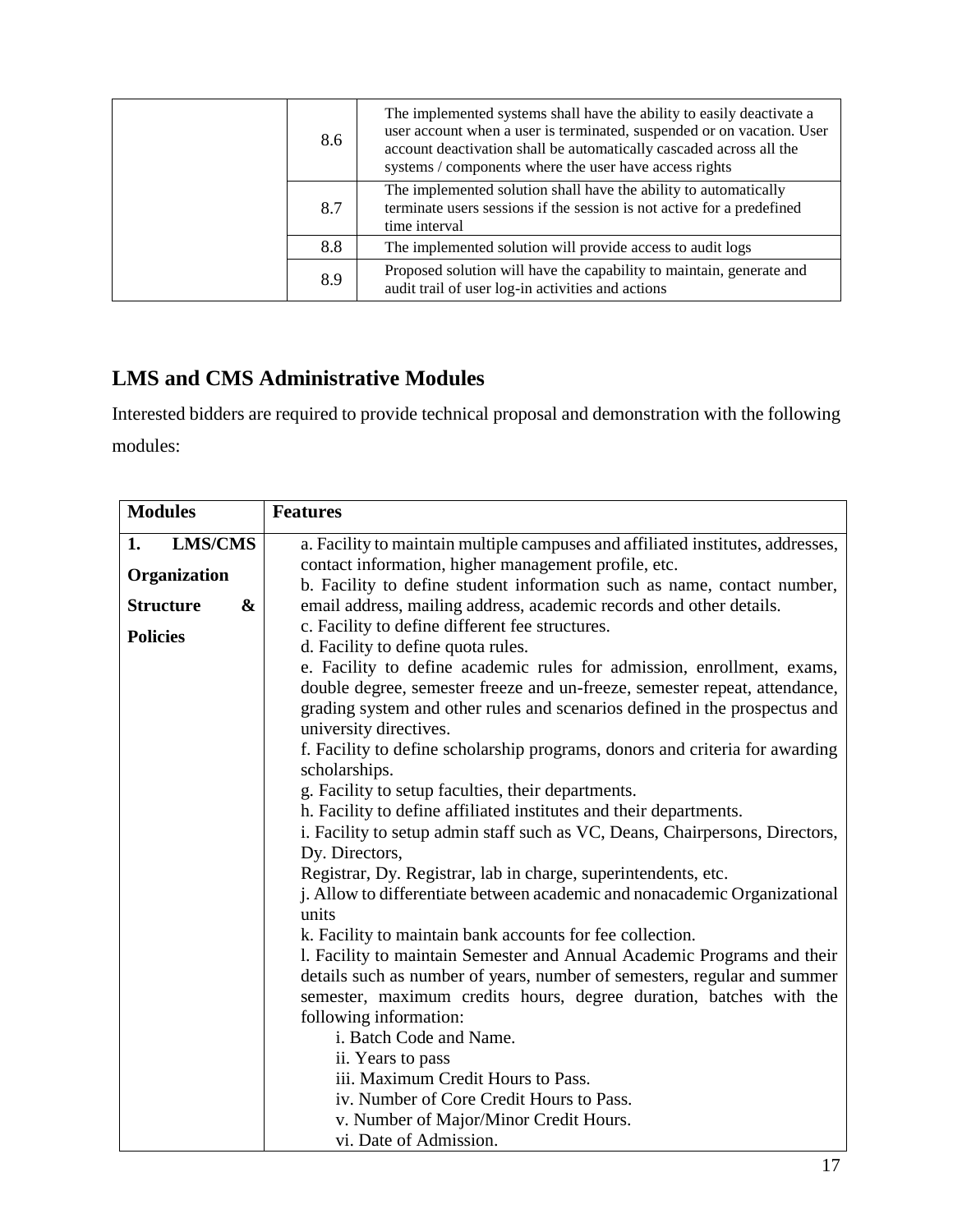| | | |
|---|---|---|
| | 8.6 | The implemented systems shall have the ability to easily deactivate a user account when a user is terminated, suspended or on vacation. User account deactivation shall be automatically cascaded across all the systems / components where the user have access rights |
| | 8.7 | The implemented solution shall have the ability to automatically terminate users sessions if the session is not active for a predefined time interval |
| | 8.8 | The implemented solution will provide access to audit logs |
| | 8.9 | Proposed solution will have the capability to maintain, generate and audit trail of user log-in activities and actions |

## LMS and CMS Administrative Modules

Interested bidders are required to provide technical proposal and demonstration with the following modules:

| Modules | Features |
|---|---|
| **1. LMS/CMS Organization Structure & Policies** | a. Facility to maintain multiple campuses and affiliated institutes, addresses, contact information, higher management profile, etc.<br>b. Facility to define student information such as name, contact number, email address, mailing address, academic records and other details.<br>c. Facility to define different fee structures.<br>d. Facility to define quota rules.<br>e. Facility to define academic rules for admission, enrollment, exams, double degree, semester freeze and un-freeze, semester repeat, attendance, grading system and other rules and scenarios defined in the prospectus and university directives.<br>f. Facility to define scholarship programs, donors and criteria for awarding scholarships.<br>g. Facility to setup faculties, their departments.<br>h. Facility to define affiliated institutes and their departments.<br>i. Facility to setup admin staff such as VC, Deans, Chairpersons, Directors, Dy. Directors,<br>Registrar, Dy. Registrar, lab in charge, superintendents, etc.<br>j. Allow to differentiate between academic and nonacademic Organizational units<br>k. Facility to maintain bank accounts for fee collection.<br>l. Facility to maintain Semester and Annual Academic Programs and their details such as number of years, number of semesters, regular and summer semester, maximum credits hours, degree duration, batches with the following information:<br>i. Batch Code and Name.<br>ii. Years to pass<br>iii. Maximum Credit Hours to Pass.<br>iv. Number of Core Credit Hours to Pass.<br>v. Number of Major/Minor Credit Hours.<br>vi. Date of Admission. |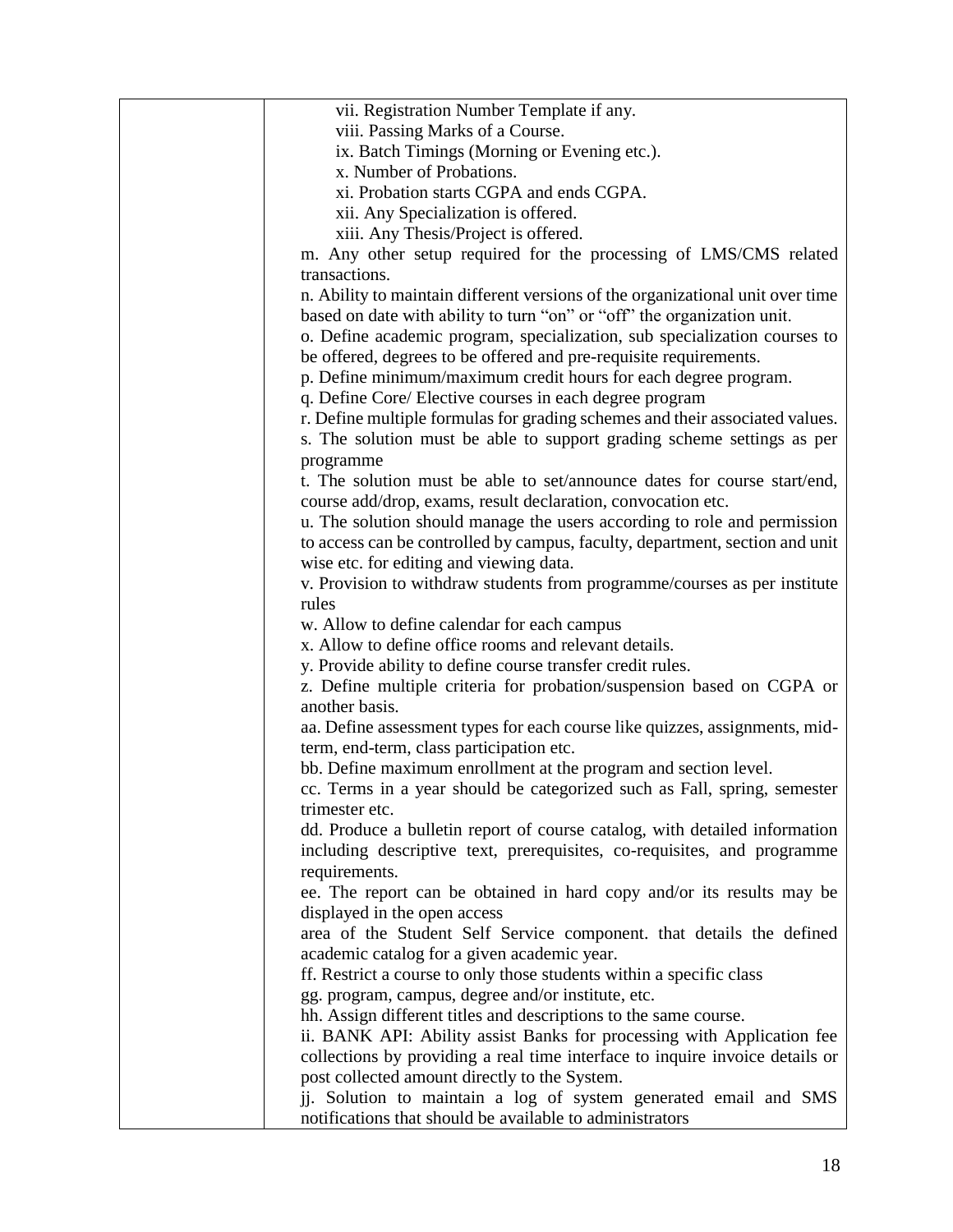| | vii. Registration Number Template if any.<br>viii. Passing Marks of a Course.<br>ix. Batch Timings (Morning or Evening etc.).<br>x. Number of Probations.<br>xi. Probation starts CGPA and ends CGPA.<br>xii. Any Specialization is offered.<br>xiii. Any Thesis/Project is offered.<br>m. Any other setup required for the processing of LMS/CMS related transactions.<br>n. Ability to maintain different versions of the organizational unit over time based on date with ability to turn "on" or "off" the organization unit.<br>o. Define academic program, specialization, sub specialization courses to be offered, degrees to be offered and pre-requisite requirements.<br>p. Define minimum/maximum credit hours for each degree program.<br>q. Define Core/ Elective courses in each degree program<br>r. Define multiple formulas for grading schemes and their associated values.<br>s. The solution must be able to support grading scheme settings as per programme<br>t. The solution must be able to set/announce dates for course start/end, course add/drop, exams, result declaration, convocation etc.<br>u. The solution should manage the users according to role and permission to access can be controlled by campus, faculty, department, section and unit wise etc. for editing and viewing data.<br>v. Provision to withdraw students from programme/courses as per institute rules<br>w. Allow to define calendar for each campus<br>x. Allow to define office rooms and relevant details.<br>y. Provide ability to define course transfer credit rules.<br>z. Define multiple criteria for probation/suspension based on CGPA or another basis.<br>aa. Define assessment types for each course like quizzes, assignments, mid-term, end-term, class participation etc.<br>bb. Define maximum enrollment at the program and section level.<br>cc. Terms in a year should be categorized such as Fall, spring, semester trimester etc.<br>dd. Produce a bulletin report of course catalog, with detailed information including descriptive text, prerequisites, co-requisites, and programme requirements.<br>ee. The report can be obtained in hard copy and/or its results may be displayed in the open access<br>area of the Student Self Service component. that details the defined academic catalog for a given academic year.<br>ff. Restrict a course to only those students within a specific class<br>gg. program, campus, degree and/or institute, etc.<br>hh. Assign different titles and descriptions to the same course.<br>ii. BANK API: Ability assist Banks for processing with Application fee collections by providing a real time interface to inquire invoice details or post collected amount directly to the System.<br>jj. Solution to maintain a log of system generated email and SMS notifications that should be available to administrators |
|---|---|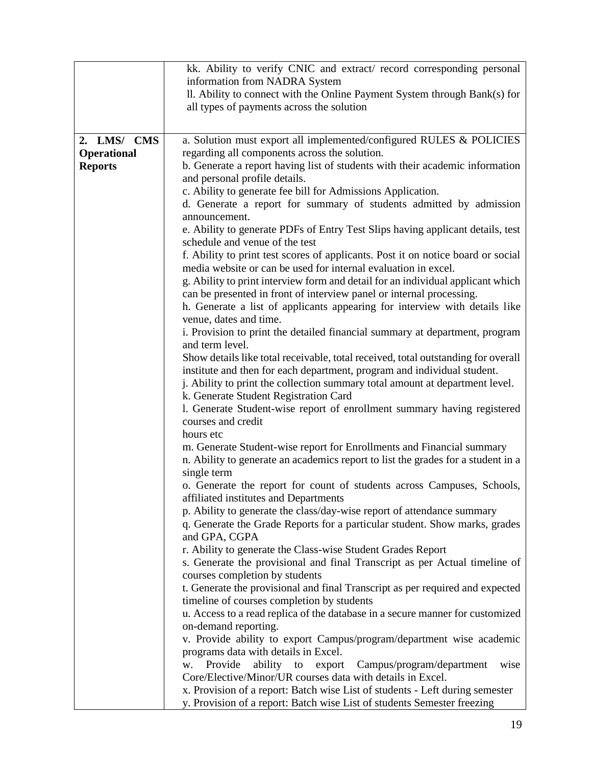| | |
|---|---|
| | kk. Ability to verify CNIC and extract/ record corresponding personal information from NADRA System<br>ll. Ability to connect with the Online Payment System through Bank(s) for all types of payments across the solution |
| **2. LMS/ CMS Operational Reports** | a. Solution must export all implemented/configured RULES & POLICIES regarding all components across the solution.<br>b. Generate a report having list of students with their academic information and personal profile details.<br>c. Ability to generate fee bill for Admissions Application.<br>d. Generate a report for summary of students admitted by admission announcement.<br>e. Ability to generate PDFs of Entry Test Slips having applicant details, test schedule and venue of the test<br>f. Ability to print test scores of applicants. Post it on notice board or social media website or can be used for internal evaluation in excel.<br>g. Ability to print interview form and detail for an individual applicant which can be presented in front of interview panel or internal processing.<br>h. Generate a list of applicants appearing for interview with details like venue, dates and time.<br>i. Provision to print the detailed financial summary at department, program and term level.<br>Show details like total receivable, total received, total outstanding for overall institute and then for each department, program and individual student.<br>j. Ability to print the collection summary total amount at department level.<br>k. Generate Student Registration Card<br>l. Generate Student-wise report of enrollment summary having registered courses and credit<br>hours etc<br>m. Generate Student-wise report for Enrollments and Financial summary<br>n. Ability to generate an academics report to list the grades for a student in a single term<br>o. Generate the report for count of students across Campuses, Schools, affiliated institutes and Departments<br>p. Ability to generate the class/day-wise report of attendance summary<br>q. Generate the Grade Reports for a particular student. Show marks, grades and GPA, CGPA<br>r. Ability to generate the Class-wise Student Grades Report<br>s. Generate the provisional and final Transcript as per Actual timeline of courses completion by students<br>t. Generate the provisional and final Transcript as per required and expected timeline of courses completion by students<br>u. Access to a read replica of the database in a secure manner for customized on-demand reporting.<br>v. Provide ability to export Campus/program/department wise academic programs data with details in Excel.<br>w. Provide ability to export Campus/program/department wise Core/Elective/Minor/UR courses data with details in Excel.<br>x. Provision of a report: Batch wise List of students - Left during semester<br>y. Provision of a report: Batch wise List of students Semester freezing |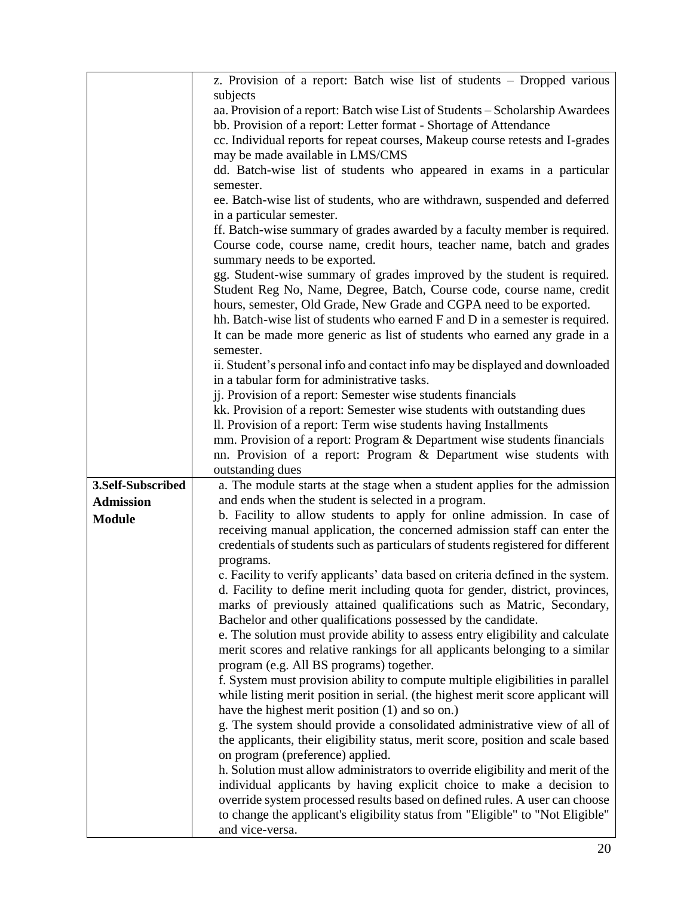| | |
|---|---|
| | z. Provision of a report: Batch wise list of students – Dropped various subjects<br>aa. Provision of a report: Batch wise List of Students – Scholarship Awardees<br>bb. Provision of a report: Letter format - Shortage of Attendance<br>cc. Individual reports for repeat courses, Makeup course retests and I-grades may be made available in LMS/CMS<br>dd. Batch-wise list of students who appeared in exams in a particular semester.<br>ee. Batch-wise list of students, who are withdrawn, suspended and deferred in a particular semester.<br>ff. Batch-wise summary of grades awarded by a faculty member is required. Course code, course name, credit hours, teacher name, batch and grades summary needs to be exported.<br>gg. Student-wise summary of grades improved by the student is required. Student Reg No, Name, Degree, Batch, Course code, course name, credit hours, semester, Old Grade, New Grade and CGPA need to be exported.<br>hh. Batch-wise list of students who earned F and D in a semester is required. It can be made more generic as list of students who earned any grade in a semester.<br>ii. Student's personal info and contact info may be displayed and downloaded in a tabular form for administrative tasks.<br>jj. Provision of a report: Semester wise students financials<br>kk. Provision of a report: Semester wise students with outstanding dues<br>ll. Provision of a report: Term wise students having Installments<br>mm. Provision of a report: Program & Department wise students financials<br>nn. Provision of a report: Program & Department wise students with outstanding dues |
| **3.Self-Subscribed Admission Module** | a. The module starts at the stage when a student applies for the admission and ends when the student is selected in a program.<br>b. Facility to allow students to apply for online admission. In case of receiving manual application, the concerned admission staff can enter the credentials of students such as particulars of students registered for different programs.<br>c. Facility to verify applicants' data based on criteria defined in the system.<br>d. Facility to define merit including quota for gender, district, provinces, marks of previously attained qualifications such as Matric, Secondary, Bachelor and other qualifications possessed by the candidate.<br>e. The solution must provide ability to assess entry eligibility and calculate merit scores and relative rankings for all applicants belonging to a similar program (e.g. All BS programs) together.<br>f. System must provision ability to compute multiple eligibilities in parallel while listing merit position in serial. (the highest merit score applicant will have the highest merit position (1) and so on.)<br>g. The system should provide a consolidated administrative view of all of the applicants, their eligibility status, merit score, position and scale based on program (preference) applied.<br>h. Solution must allow administrators to override eligibility and merit of the individual applicants by having explicit choice to make a decision to override system processed results based on defined rules. A user can choose to change the applicant's eligibility status from "Eligible" to "Not Eligible" and vice-versa. |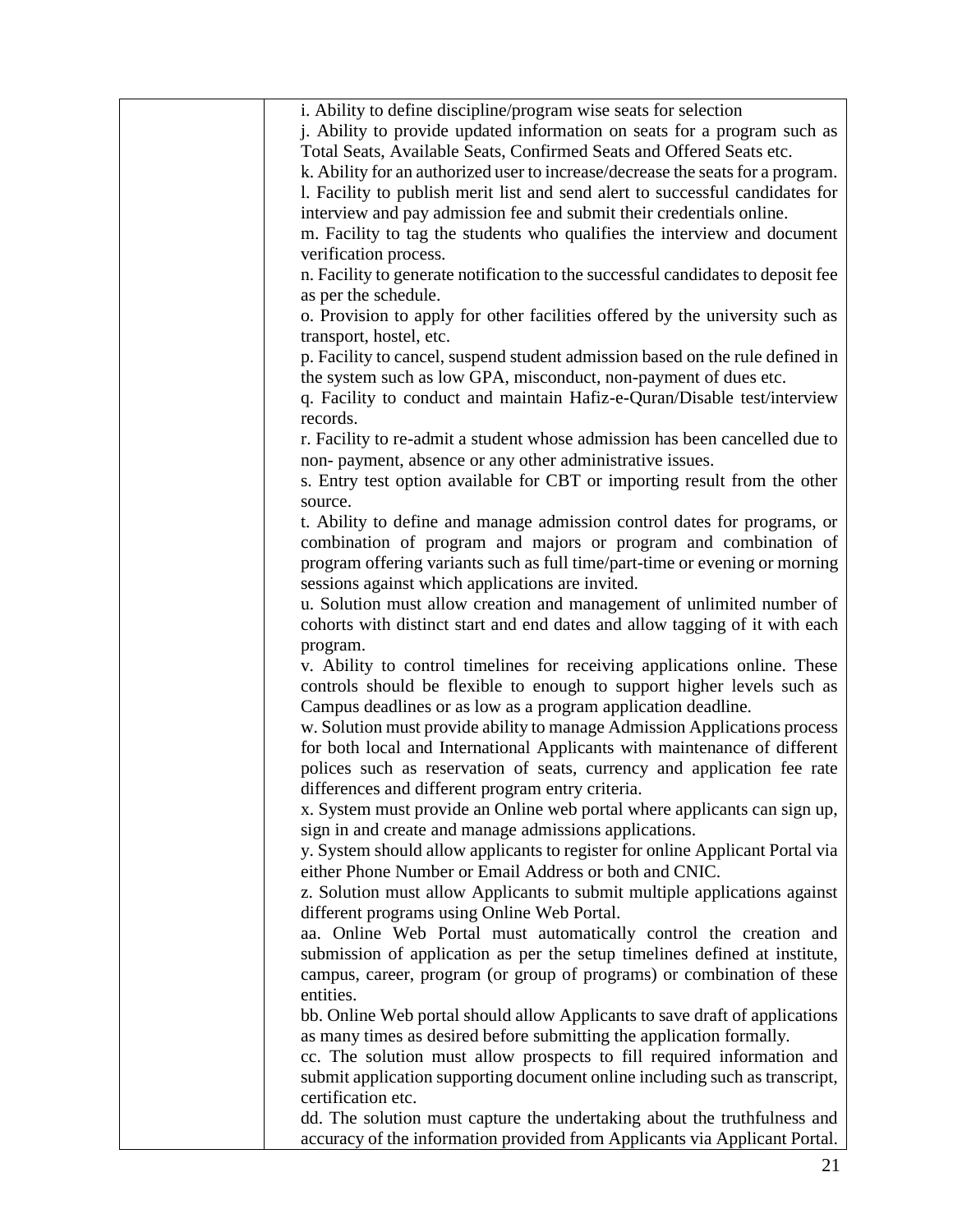| | |
|---|---|
| | i. Ability to define discipline/program wise seats for selection<br>j. Ability to provide updated information on seats for a program such as Total Seats, Available Seats, Confirmed Seats and Offered Seats etc.<br>k. Ability for an authorized user to increase/decrease the seats for a program.<br>l. Facility to publish merit list and send alert to successful candidates for interview and pay admission fee and submit their credentials online.<br>m. Facility to tag the students who qualifies the interview and document verification process.<br>n. Facility to generate notification to the successful candidates to deposit fee as per the schedule.<br>o. Provision to apply for other facilities offered by the university such as transport, hostel, etc.<br>p. Facility to cancel, suspend student admission based on the rule defined in the system such as low GPA, misconduct, non-payment of dues etc.<br>q. Facility to conduct and maintain Hafiz-e-Quran/Disable test/interview records.<br>r. Facility to re-admit a student whose admission has been cancelled due to non- payment, absence or any other administrative issues.<br>s. Entry test option available for CBT or importing result from the other source.<br>t. Ability to define and manage admission control dates for programs, or combination of program and majors or program and combination of program offering variants such as full time/part-time or evening or morning sessions against which applications are invited.<br>u. Solution must allow creation and management of unlimited number of cohorts with distinct start and end dates and allow tagging of it with each program.<br>v. Ability to control timelines for receiving applications online. These controls should be flexible to enough to support higher levels such as Campus deadlines or as low as a program application deadline.<br>w. Solution must provide ability to manage Admission Applications process for both local and International Applicants with maintenance of different polices such as reservation of seats, currency and application fee rate differences and different program entry criteria.<br>x. System must provide an Online web portal where applicants can sign up, sign in and create and manage admissions applications.<br>y. System should allow applicants to register for online Applicant Portal via either Phone Number or Email Address or both and CNIC.<br>z. Solution must allow Applicants to submit multiple applications against different programs using Online Web Portal.<br>aa. Online Web Portal must automatically control the creation and submission of application as per the setup timelines defined at institute, campus, career, program (or group of programs) or combination of these entities.<br>bb. Online Web portal should allow Applicants to save draft of applications as many times as desired before submitting the application formally.<br>cc. The solution must allow prospects to fill required information and submit application supporting document online including such as transcript, certification etc.<br>dd. The solution must capture the undertaking about the truthfulness and accuracy of the information provided from Applicants via Applicant Portal. |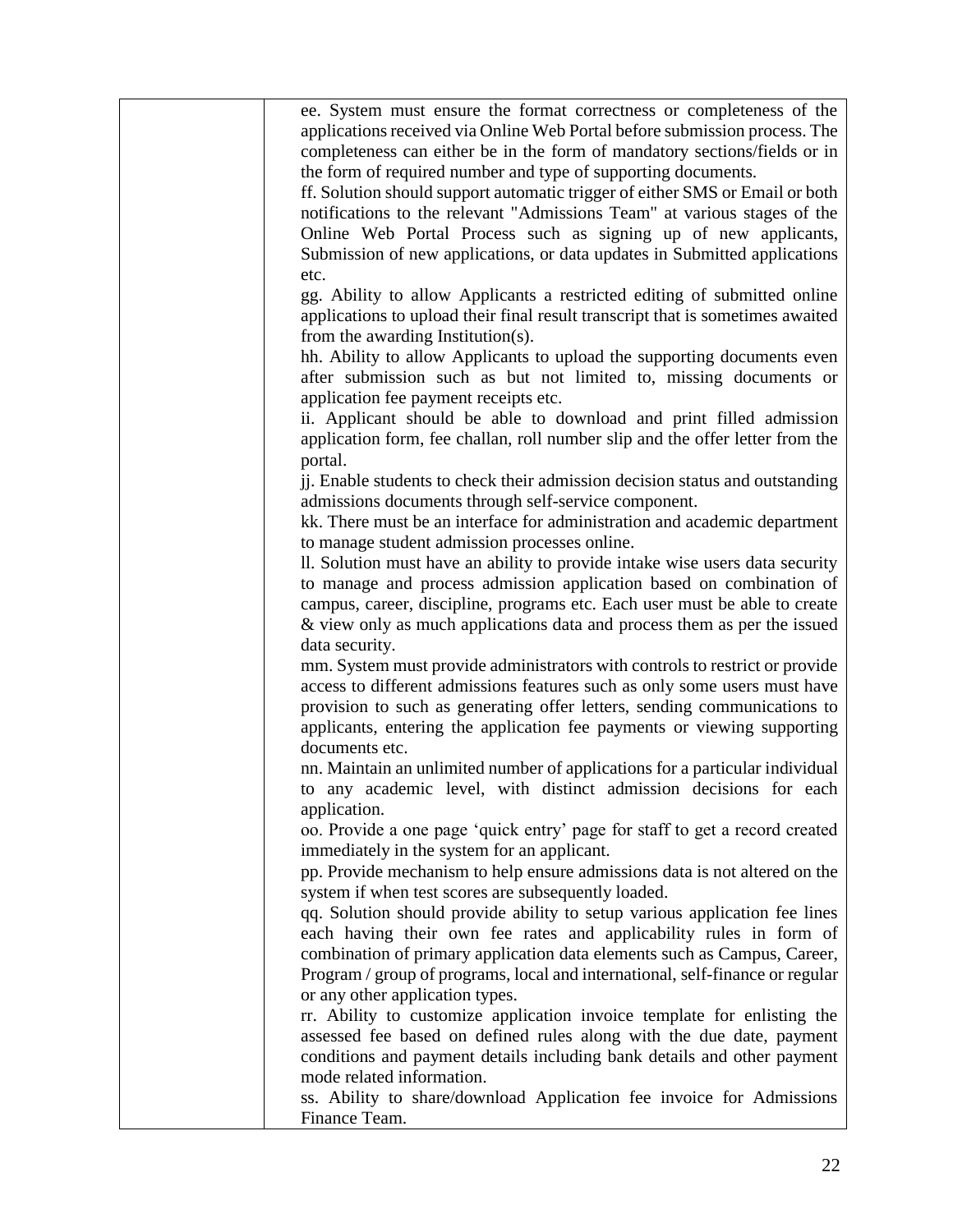| | |
|---|---|
| | ee. System must ensure the format correctness or completeness of the applications received via Online Web Portal before submission process. The completeness can either be in the form of mandatory sections/fields or in the form of required number and type of supporting documents.<br>ff. Solution should support automatic trigger of either SMS or Email or both notifications to the relevant "Admissions Team" at various stages of the Online Web Portal Process such as signing up of new applicants, Submission of new applications, or data updates in Submitted applications etc.<br>gg. Ability to allow Applicants a restricted editing of submitted online applications to upload their final result transcript that is sometimes awaited from the awarding Institution(s).<br>hh. Ability to allow Applicants to upload the supporting documents even after submission such as but not limited to, missing documents or application fee payment receipts etc.<br>ii. Applicant should be able to download and print filled admission application form, fee challan, roll number slip and the offer letter from the portal.<br>jj. Enable students to check their admission decision status and outstanding admissions documents through self-service component.<br>kk. There must be an interface for administration and academic department to manage student admission processes online.<br>ll. Solution must have an ability to provide intake wise users data security to manage and process admission application based on combination of campus, career, discipline, programs etc. Each user must be able to create & view only as much applications data and process them as per the issued data security.<br>mm. System must provide administrators with controls to restrict or provide access to different admissions features such as only some users must have provision to such as generating offer letters, sending communications to applicants, entering the application fee payments or viewing supporting documents etc.<br>nn. Maintain an unlimited number of applications for a particular individual to any academic level, with distinct admission decisions for each application.<br>oo. Provide a one page 'quick entry' page for staff to get a record created immediately in the system for an applicant.<br>pp. Provide mechanism to help ensure admissions data is not altered on the system if when test scores are subsequently loaded.<br>qq. Solution should provide ability to setup various application fee lines each having their own fee rates and applicability rules in form of combination of primary application data elements such as Campus, Career, Program / group of programs, local and international, self-finance or regular or any other application types.<br>rr. Ability to customize application invoice template for enlisting the assessed fee based on defined rules along with the due date, payment conditions and payment details including bank details and other payment mode related information.<br>ss. Ability to share/download Application fee invoice for Admissions Finance Team. |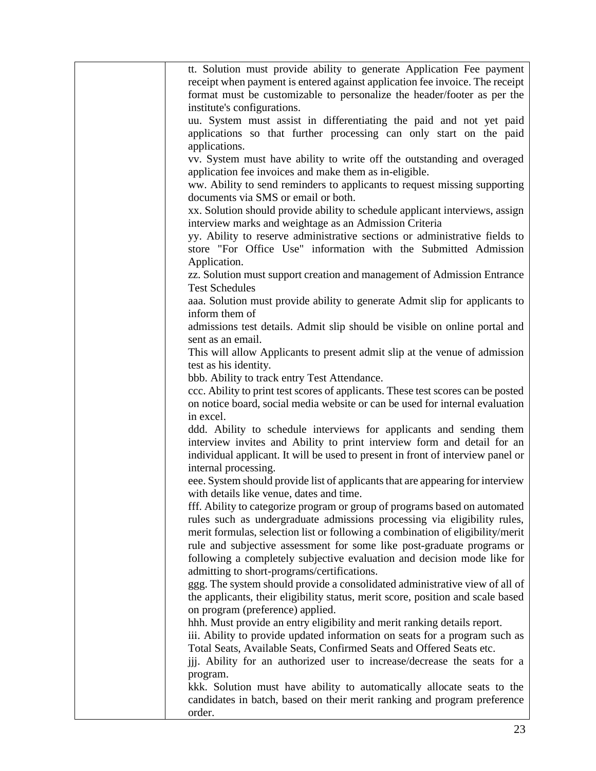| | |
|---|---|
| | tt. Solution must provide ability to generate Application Fee payment receipt when payment is entered against application fee invoice. The receipt format must be customizable to personalize the header/footer as per the institute's configurations.<br>uu. System must assist in differentiating the paid and not yet paid applications so that further processing can only start on the paid applications.<br>vv. System must have ability to write off the outstanding and overaged application fee invoices and make them as in-eligible.<br>ww. Ability to send reminders to applicants to request missing supporting documents via SMS or email or both.<br>xx. Solution should provide ability to schedule applicant interviews, assign interview marks and weightage as an Admission Criteria<br>yy. Ability to reserve administrative sections or administrative fields to store "For Office Use" information with the Submitted Admission Application.<br>zz. Solution must support creation and management of Admission Entrance Test Schedules<br>aaa. Solution must provide ability to generate Admit slip for applicants to inform them of<br>admissions test details. Admit slip should be visible on online portal and sent as an email.<br>This will allow Applicants to present admit slip at the venue of admission test as his identity.<br>bbb. Ability to track entry Test Attendance.<br>ccc. Ability to print test scores of applicants. These test scores can be posted on notice board, social media website or can be used for internal evaluation in excel.<br>ddd. Ability to schedule interviews for applicants and sending them interview invites and Ability to print interview form and detail for an individual applicant. It will be used to present in front of interview panel or internal processing.<br>eee. System should provide list of applicants that are appearing for interview with details like venue, dates and time.<br>fff. Ability to categorize program or group of programs based on automated rules such as undergraduate admissions processing via eligibility rules, merit formulas, selection list or following a combination of eligibility/merit rule and subjective assessment for some like post-graduate programs or following a completely subjective evaluation and decision mode like for admitting to short-programs/certifications.<br>ggg. The system should provide a consolidated administrative view of all of the applicants, their eligibility status, merit score, position and scale based on program (preference) applied.<br>hhh. Must provide an entry eligibility and merit ranking details report.<br>iii. Ability to provide updated information on seats for a program such as Total Seats, Available Seats, Confirmed Seats and Offered Seats etc.<br>jjj. Ability for an authorized user to increase/decrease the seats for a program.<br>kkk. Solution must have ability to automatically allocate seats to the candidates in batch, based on their merit ranking and program preference order. |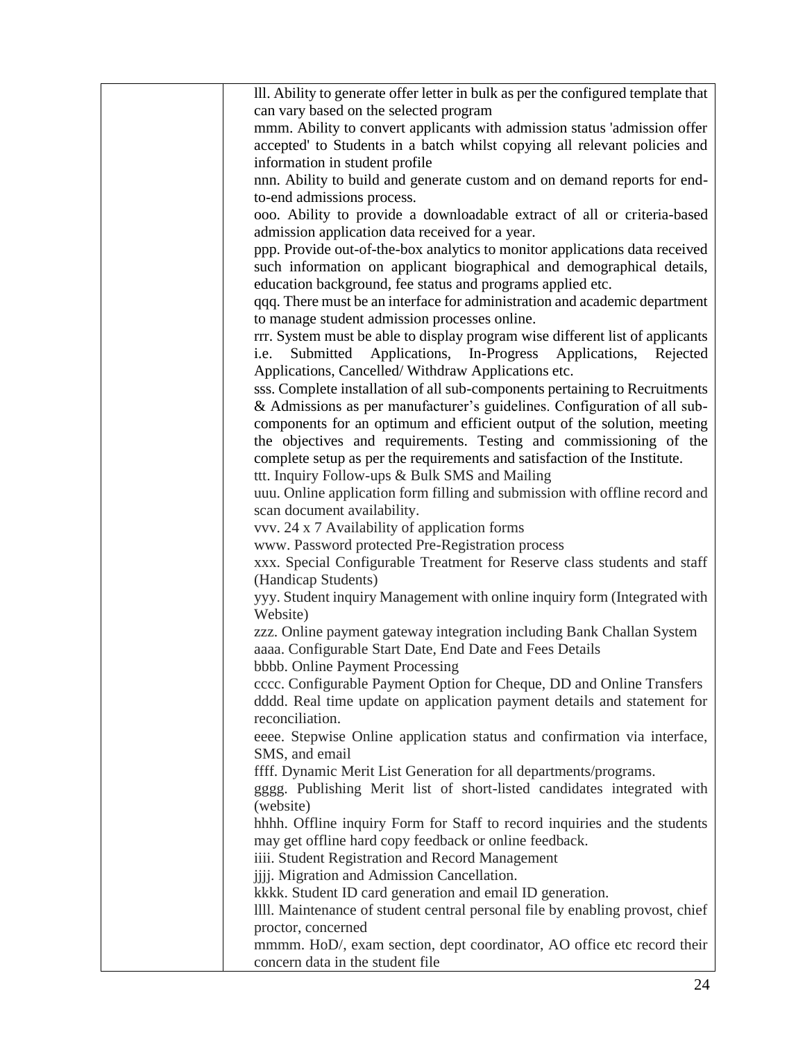| | |
|---|---|
| | lll. Ability to generate offer letter in bulk as per the configured template that can vary based on the selected program<br>mmm. Ability to convert applicants with admission status 'admission offer accepted' to Students in a batch whilst copying all relevant policies and information in student profile<br>nnn. Ability to build and generate custom and on demand reports for end-to-end admissions process.<br>ooo. Ability to provide a downloadable extract of all or criteria-based admission application data received for a year.<br>ppp. Provide out-of-the-box analytics to monitor applications data received such information on applicant biographical and demographical details, education background, fee status and programs applied etc.<br>qqq. There must be an interface for administration and academic department to manage student admission processes online.<br>rrr. System must be able to display program wise different list of applicants i.e. Submitted Applications, In-Progress Applications, Rejected Applications, Cancelled/ Withdraw Applications etc.<br>sss. Complete installation of all sub-components pertaining to Recruitments & Admissions as per manufacturer's guidelines. Configuration of all sub-components for an optimum and efficient output of the solution, meeting the objectives and requirements. Testing and commissioning of the complete setup as per the requirements and satisfaction of the Institute.<br>ttt. Inquiry Follow-ups & Bulk SMS and Mailing<br>uuu. Online application form filling and submission with offline record and scan document availability.<br>vvv. 24 x 7 Availability of application forms<br>www. Password protected Pre-Registration process<br>xxx. Special Configurable Treatment for Reserve class students and staff (Handicap Students)<br>yyy. Student inquiry Management with online inquiry form (Integrated with Website)<br>zzz. Online payment gateway integration including Bank Challan System<br>aaaa. Configurable Start Date, End Date and Fees Details<br>bbbb. Online Payment Processing<br>cccc. Configurable Payment Option for Cheque, DD and Online Transfers<br>dddd. Real time update on application payment details and statement for reconciliation.<br>eeee. Stepwise Online application status and confirmation via interface, SMS, and email<br>ffff. Dynamic Merit List Generation for all departments/programs.<br>gggg. Publishing Merit list of short-listed candidates integrated with (website)<br>hhhh. Offline inquiry Form for Staff to record inquiries and the students may get offline hard copy feedback or online feedback.<br>iiii. Student Registration and Record Management<br>jjjj. Migration and Admission Cancellation.<br>kkkk. Student ID card generation and email ID generation.<br>llll. Maintenance of student central personal file by enabling provost, chief proctor, concerned<br>mmmm. HoD/, exam section, dept coordinator, AO office etc record their concern data in the student file |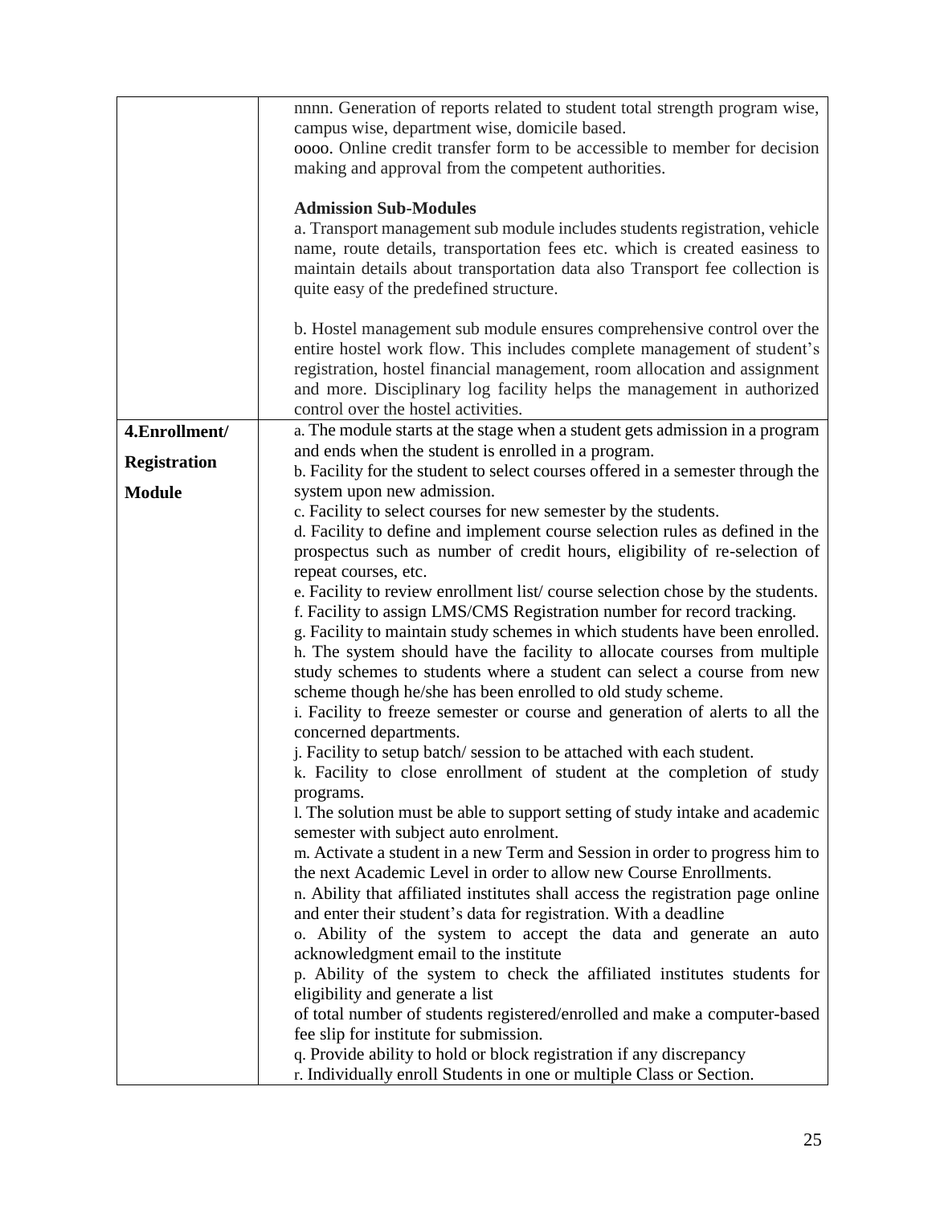| | |
|---|---|
| | nnnn. Generation of reports related to student total strength program wise, campus wise, department wise, domicile based.<br>oooo. Online credit transfer form to be accessible to member for decision making and approval from the competent authorities.<br><br>**Admission Sub-Modules**<br>a. Transport management sub module includes students registration, vehicle name, route details, transportation fees etc. which is created easiness to maintain details about transportation data also Transport fee collection is quite easy of the predefined structure.<br><br>b. Hostel management sub module ensures comprehensive control over the entire hostel work flow. This includes complete management of student's registration, hostel financial management, room allocation and assignment and more. Disciplinary log facility helps the management in authorized control over the hostel activities. |
| **4.Enrollment/ Registration Module** | a. The module starts at the stage when a student gets admission in a program and ends when the student is enrolled in a program.<br>b. Facility for the student to select courses offered in a semester through the system upon new admission.<br>c. Facility to select courses for new semester by the students.<br>d. Facility to define and implement course selection rules as defined in the prospectus such as number of credit hours, eligibility of re-selection of repeat courses, etc.<br>e. Facility to review enrollment list/ course selection chose by the students.<br>f. Facility to assign LMS/CMS Registration number for record tracking.<br>g. Facility to maintain study schemes in which students have been enrolled.<br>h. The system should have the facility to allocate courses from multiple study schemes to students where a student can select a course from new scheme though he/she has been enrolled to old study scheme.<br>i. Facility to freeze semester or course and generation of alerts to all the concerned departments.<br>j. Facility to setup batch/ session to be attached with each student.<br>k. Facility to close enrollment of student at the completion of study programs.<br>l. The solution must be able to support setting of study intake and academic semester with subject auto enrolment.<br>m. Activate a student in a new Term and Session in order to progress him to the next Academic Level in order to allow new Course Enrollments.<br>n. Ability that affiliated institutes shall access the registration page online and enter their student's data for registration. With a deadline<br>o. Ability of the system to accept the data and generate an auto acknowledgment email to the institute<br>p. Ability of the system to check the affiliated institutes students for eligibility and generate a list<br>of total number of students registered/enrolled and make a computer-based fee slip for institute for submission.<br>q. Provide ability to hold or block registration if any discrepancy<br>r. Individually enroll Students in one or multiple Class or Section. |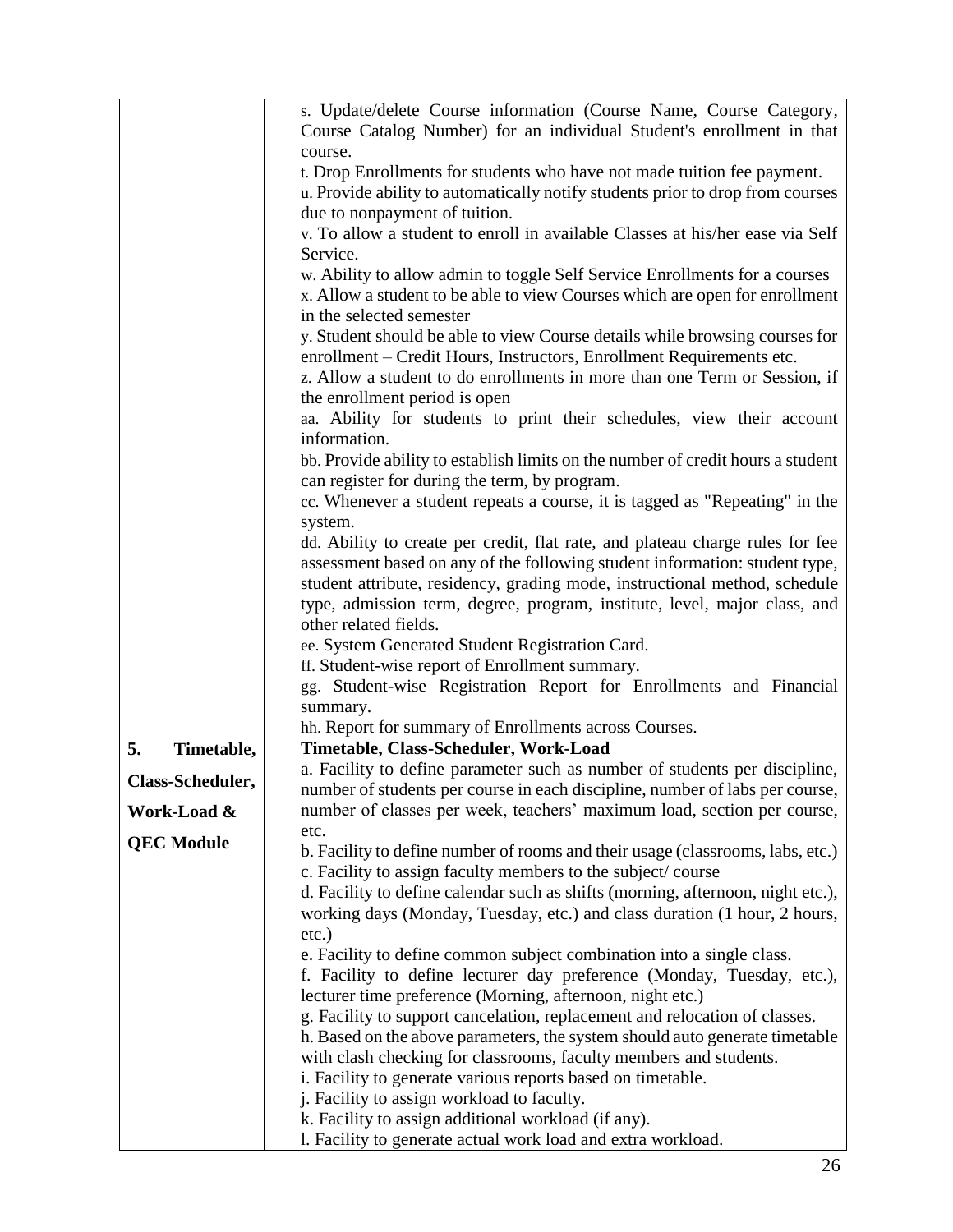| | |
|---|---|
| | s. Update/delete Course information (Course Name, Course Category, Course Catalog Number) for an individual Student's enrollment in that course.<br>t. Drop Enrollments for students who have not made tuition fee payment.<br>u. Provide ability to automatically notify students prior to drop from courses due to nonpayment of tuition.<br>v. To allow a student to enroll in available Classes at his/her ease via Self Service.<br>w. Ability to allow admin to toggle Self Service Enrollments for a courses<br>x. Allow a student to be able to view Courses which are open for enrollment in the selected semester<br>y. Student should be able to view Course details while browsing courses for enrollment – Credit Hours, Instructors, Enrollment Requirements etc.<br>z. Allow a student to do enrollments in more than one Term or Session, if the enrollment period is open<br>aa. Ability for students to print their schedules, view their account information.<br>bb. Provide ability to establish limits on the number of credit hours a student can register for during the term, by program.<br>cc. Whenever a student repeats a course, it is tagged as "Repeating" in the system.<br>dd. Ability to create per credit, flat rate, and plateau charge rules for fee assessment based on any of the following student information: student type, student attribute, residency, grading mode, instructional method, schedule type, admission term, degree, program, institute, level, major class, and other related fields.<br>ee. System Generated Student Registration Card.<br>ff. Student-wise report of Enrollment summary.<br>gg. Student-wise Registration Report for Enrollments and Financial summary.<br>hh. Report for summary of Enrollments across Courses. |
| **5. Timetable, Class-Scheduler, Work-Load & QEC Module** | **Timetable, Class-Scheduler, Work-Load**<br>a. Facility to define parameter such as number of students per discipline, number of students per course in each discipline, number of labs per course, number of classes per week, teachers' maximum load, section per course, etc.<br>b. Facility to define number of rooms and their usage (classrooms, labs, etc.)<br>c. Facility to assign faculty members to the subject/ course<br>d. Facility to define calendar such as shifts (morning, afternoon, night etc.), working days (Monday, Tuesday, etc.) and class duration (1 hour, 2 hours, etc.)<br>e. Facility to define common subject combination into a single class.<br>f. Facility to define lecturer day preference (Monday, Tuesday, etc.), lecturer time preference (Morning, afternoon, night etc.)<br>g. Facility to support cancelation, replacement and relocation of classes.<br>h. Based on the above parameters, the system should auto generate timetable with clash checking for classrooms, faculty members and students.<br>i. Facility to generate various reports based on timetable.<br>j. Facility to assign workload to faculty.<br>k. Facility to assign additional workload (if any).<br>l. Facility to generate actual work load and extra workload. |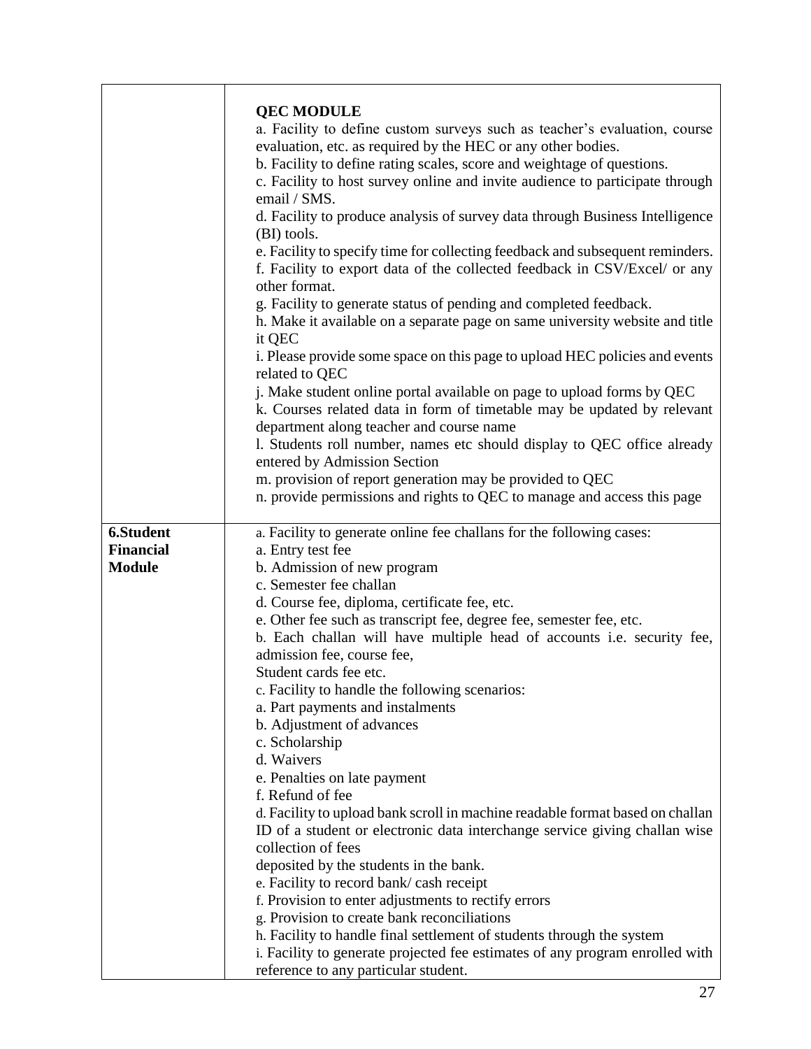| | |
|---|---|
| | **QEC MODULE**<br>a. Facility to define custom surveys such as teacher's evaluation, course evaluation, etc. as required by the HEC or any other bodies.<br>b. Facility to define rating scales, score and weightage of questions.<br>c. Facility to host survey online and invite audience to participate through email / SMS.<br>d. Facility to produce analysis of survey data through Business Intelligence (BI) tools.<br>e. Facility to specify time for collecting feedback and subsequent reminders.<br>f. Facility to export data of the collected feedback in CSV/Excel/ or any other format.<br>g. Facility to generate status of pending and completed feedback.<br>h. Make it available on a separate page on same university website and title it QEC<br>i. Please provide some space on this page to upload HEC policies and events related to QEC<br>j. Make student online portal available on page to upload forms by QEC<br>k. Courses related data in form of timetable may be updated by relevant department along teacher and course name<br>l. Students roll number, names etc should display to QEC office already entered by Admission Section<br>m. provision of report generation may be provided to QEC<br>n. provide permissions and rights to QEC to manage and access this page |
| **6.Student Financial Module** | a. Facility to generate online fee challans for the following cases:<br>a. Entry test fee<br>b. Admission of new program<br>c. Semester fee challan<br>d. Course fee, diploma, certificate fee, etc.<br>e. Other fee such as transcript fee, degree fee, semester fee, etc.<br>b. Each challan will have multiple head of accounts i.e. security fee, admission fee, course fee,<br>Student cards fee etc.<br>c. Facility to handle the following scenarios:<br>a. Part payments and instalments<br>b. Adjustment of advances<br>c. Scholarship<br>d. Waivers<br>e. Penalties on late payment<br>f. Refund of fee<br>d. Facility to upload bank scroll in machine readable format based on challan ID of a student or electronic data interchange service giving challan wise collection of fees<br>deposited by the students in the bank.<br>e. Facility to record bank/ cash receipt<br>f. Provision to enter adjustments to rectify errors<br>g. Provision to create bank reconciliations<br>h. Facility to handle final settlement of students through the system<br>i. Facility to generate projected fee estimates of any program enrolled with reference to any particular student. |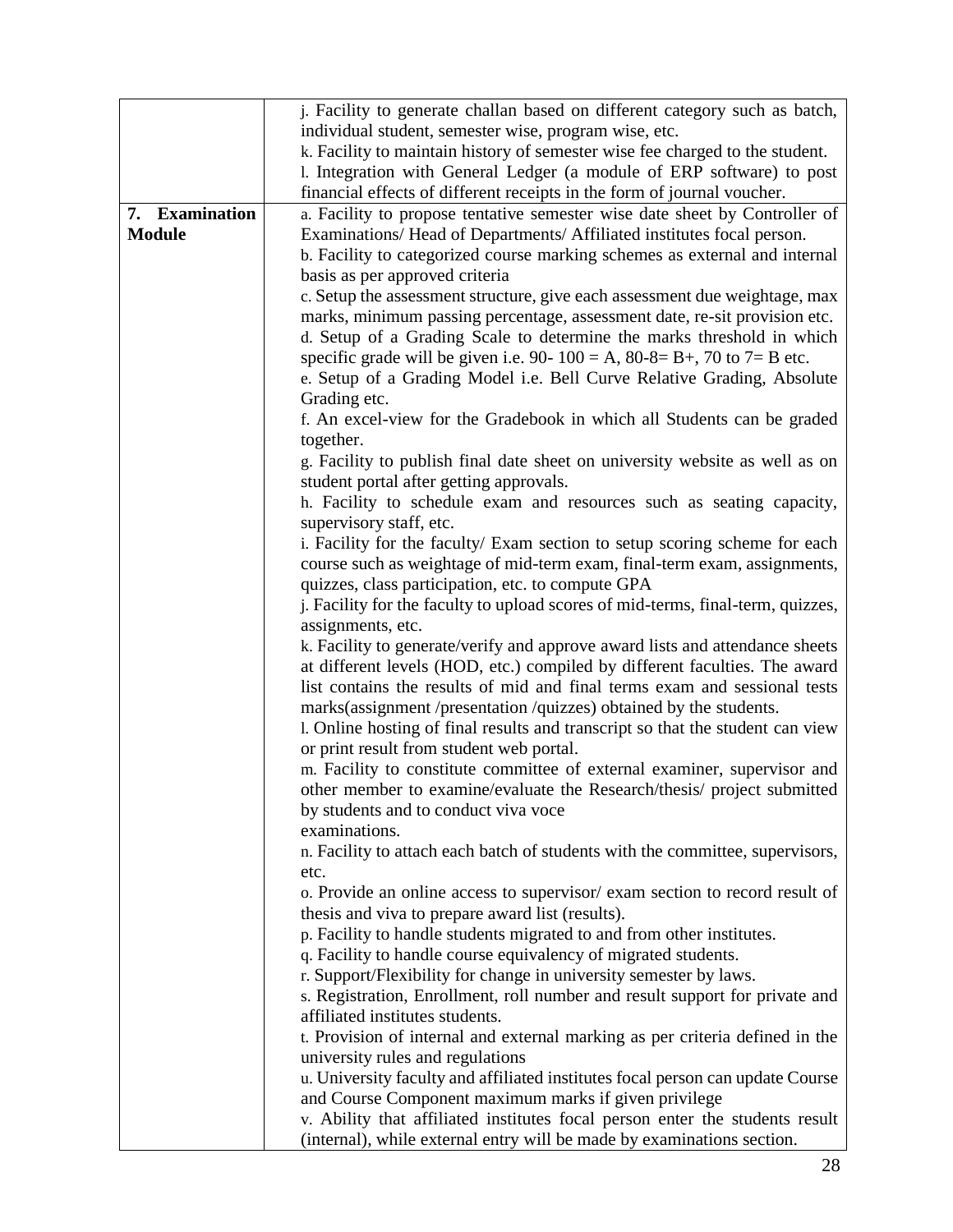| | |
|---|---|
| | j. Facility to generate challan based on different category such as batch, individual student, semester wise, program wise, etc.<br>k. Facility to maintain history of semester wise fee charged to the student.<br>l. Integration with General Ledger (a module of ERP software) to post financial effects of different receipts in the form of journal voucher. |
| **7. Examination Module** | a. Facility to propose tentative semester wise date sheet by Controller of Examinations/ Head of Departments/ Affiliated institutes focal person.<br>b. Facility to categorized course marking schemes as external and internal basis as per approved criteria<br>c. Setup the assessment structure, give each assessment due weightage, max marks, minimum passing percentage, assessment date, re-sit provision etc.<br>d. Setup of a Grading Scale to determine the marks threshold in which specific grade will be given i.e. 90- 100 = A, 80-8= B+, 70 to 7= B etc.<br>e. Setup of a Grading Model i.e. Bell Curve Relative Grading, Absolute Grading etc.<br>f. An excel-view for the Gradebook in which all Students can be graded together.<br>g. Facility to publish final date sheet on university website as well as on student portal after getting approvals.<br>h. Facility to schedule exam and resources such as seating capacity, supervisory staff, etc.<br>i. Facility for the faculty/ Exam section to setup scoring scheme for each course such as weightage of mid-term exam, final-term exam, assignments, quizzes, class participation, etc. to compute GPA<br>j. Facility for the faculty to upload scores of mid-terms, final-term, quizzes, assignments, etc.<br>k. Facility to generate/verify and approve award lists and attendance sheets at different levels (HOD, etc.) compiled by different faculties. The award list contains the results of mid and final terms exam and sessional tests marks(assignment /presentation /quizzes) obtained by the students.<br>l. Online hosting of final results and transcript so that the student can view or print result from student web portal.<br>m. Facility to constitute committee of external examiner, supervisor and other member to examine/evaluate the Research/thesis/ project submitted by students and to conduct viva voce examinations.<br>n. Facility to attach each batch of students with the committee, supervisors, etc.<br>o. Provide an online access to supervisor/ exam section to record result of thesis and viva to prepare award list (results).<br>p. Facility to handle students migrated to and from other institutes.<br>q. Facility to handle course equivalency of migrated students.<br>r. Support/Flexibility for change in university semester by laws.<br>s. Registration, Enrollment, roll number and result support for private and affiliated institutes students.<br>t. Provision of internal and external marking as per criteria defined in the university rules and regulations<br>u. University faculty and affiliated institutes focal person can update Course and Course Component maximum marks if given privilege<br>v. Ability that affiliated institutes focal person enter the students result (internal), while external entry will be made by examinations section. |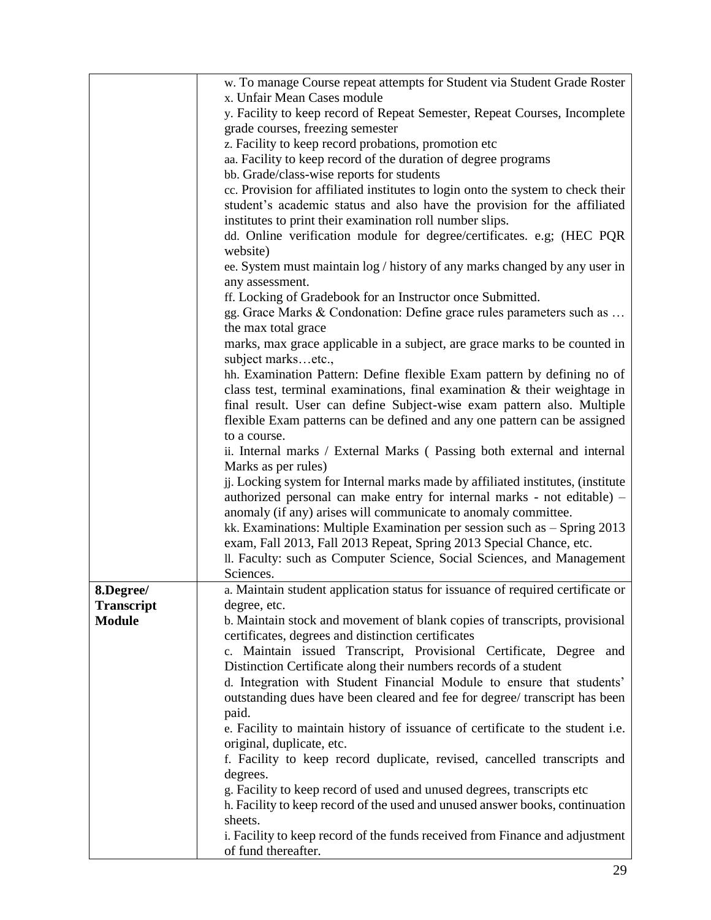| | |
|---|---|
| | w. To manage Course repeat attempts for Student via Student Grade Roster<br>x. Unfair Mean Cases module<br>y. Facility to keep record of Repeat Semester, Repeat Courses, Incomplete grade courses, freezing semester<br>z. Facility to keep record probations, promotion etc<br>aa. Facility to keep record of the duration of degree programs<br>bb. Grade/class-wise reports for students<br>cc. Provision for affiliated institutes to login onto the system to check their student's academic status and also have the provision for the affiliated institutes to print their examination roll number slips.<br>dd. Online verification module for degree/certificates. e.g; (HEC PQR website)<br>ee. System must maintain log / history of any marks changed by any user in any assessment.<br>ff. Locking of Gradebook for an Instructor once Submitted.<br>gg. Grace Marks & Condonation: Define grace rules parameters such as … the max total grace<br>marks, max grace applicable in a subject, are grace marks to be counted in subject marks…etc.,<br>hh. Examination Pattern: Define flexible Exam pattern by defining no of class test, terminal examinations, final examination & their weightage in final result. User can define Subject-wise exam pattern also. Multiple flexible Exam patterns can be defined and any one pattern can be assigned to a course.<br>ii. Internal marks / External Marks ( Passing both external and internal Marks as per rules)<br>jj. Locking system for Internal marks made by affiliated institutes, (institute authorized personal can make entry for internal marks - not editable) – anomaly (if any) arises will communicate to anomaly committee.<br>kk. Examinations: Multiple Examination per session such as – Spring 2013 exam, Fall 2013, Fall 2013 Repeat, Spring 2013 Special Chance, etc.<br>ll. Faculty: such as Computer Science, Social Sciences, and Management Sciences. |
| **8.Degree/ Transcript Module** | a. Maintain student application status for issuance of required certificate or degree, etc.<br>b. Maintain stock and movement of blank copies of transcripts, provisional certificates, degrees and distinction certificates<br>c. Maintain issued Transcript, Provisional Certificate, Degree and Distinction Certificate along their numbers records of a student<br>d. Integration with Student Financial Module to ensure that students' outstanding dues have been cleared and fee for degree/ transcript has been paid.<br>e. Facility to maintain history of issuance of certificate to the student i.e. original, duplicate, etc.<br>f. Facility to keep record duplicate, revised, cancelled transcripts and degrees.<br>g. Facility to keep record of used and unused degrees, transcripts etc<br>h. Facility to keep record of the used and unused answer books, continuation sheets.<br>i. Facility to keep record of the funds received from Finance and adjustment of fund thereafter. |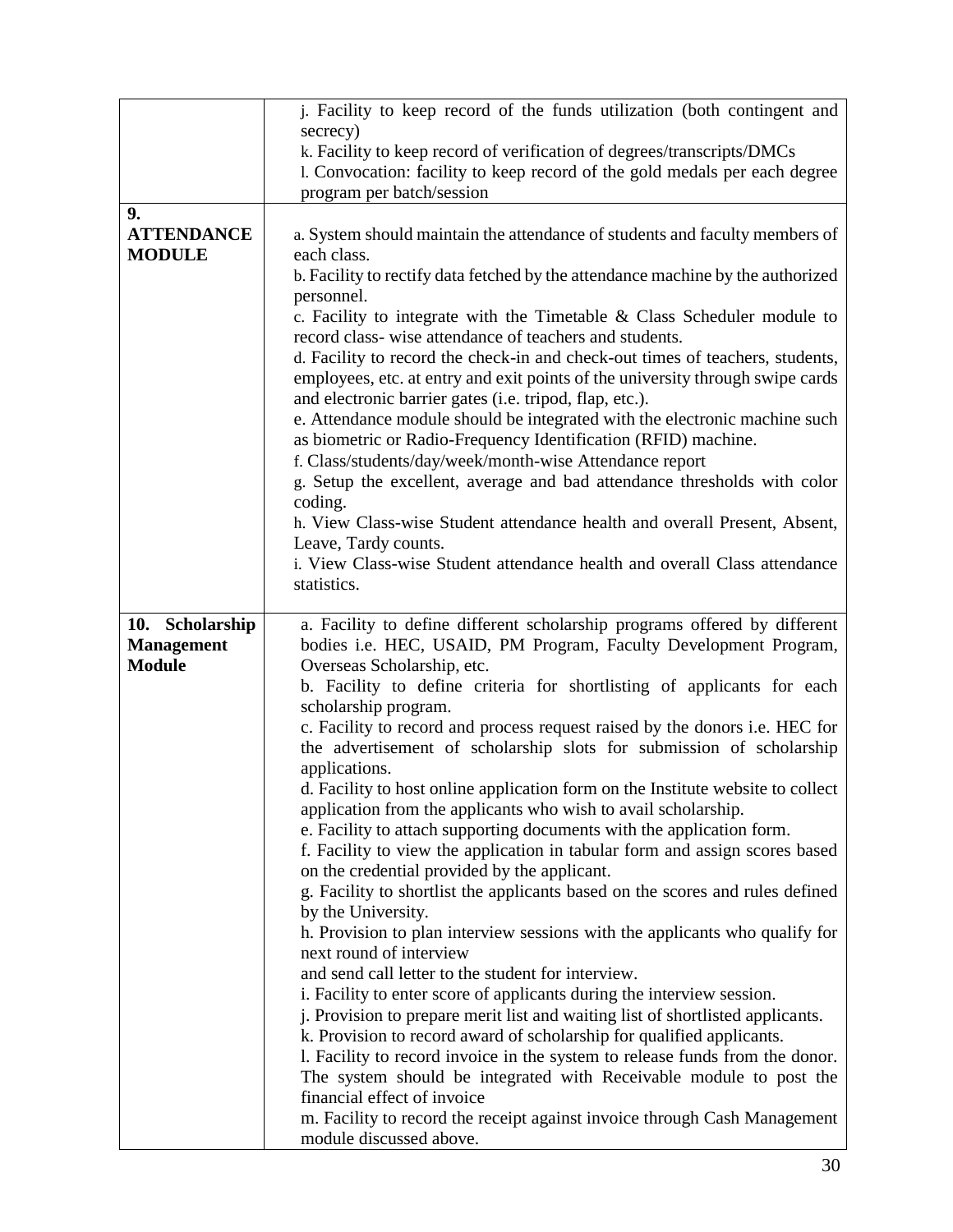| | |
|---|---|
| | j. Facility to keep record of the funds utilization (both contingent and secrecy)<br>k. Facility to keep record of verification of degrees/transcripts/DMCs<br>l. Convocation: facility to keep record of the gold medals per each degree program per batch/session |
| **9. ATTENDANCE MODULE** | a. System should maintain the attendance of students and faculty members of each class.<br>b. Facility to rectify data fetched by the attendance machine by the authorized personnel.<br>c. Facility to integrate with the Timetable & Class Scheduler module to record class- wise attendance of teachers and students.<br>d. Facility to record the check-in and check-out times of teachers, students, employees, etc. at entry and exit points of the university through swipe cards and electronic barrier gates (i.e. tripod, flap, etc.).<br>e. Attendance module should be integrated with the electronic machine such as biometric or Radio-Frequency Identification (RFID) machine.<br>f. Class/students/day/week/month-wise Attendance report<br>g. Setup the excellent, average and bad attendance thresholds with color coding.<br>h. View Class-wise Student attendance health and overall Present, Absent, Leave, Tardy counts.<br>i. View Class-wise Student attendance health and overall Class attendance statistics. |
| **10. Scholarship Management Module** | a. Facility to define different scholarship programs offered by different bodies i.e. HEC, USAID, PM Program, Faculty Development Program, Overseas Scholarship, etc.<br>b. Facility to define criteria for shortlisting of applicants for each scholarship program.<br>c. Facility to record and process request raised by the donors i.e. HEC for the advertisement of scholarship slots for submission of scholarship applications.<br>d. Facility to host online application form on the Institute website to collect application from the applicants who wish to avail scholarship.<br>e. Facility to attach supporting documents with the application form.<br>f. Facility to view the application in tabular form and assign scores based on the credential provided by the applicant.<br>g. Facility to shortlist the applicants based on the scores and rules defined by the University.<br>h. Provision to plan interview sessions with the applicants who qualify for next round of interview<br>and send call letter to the student for interview.<br>i. Facility to enter score of applicants during the interview session.<br>j. Provision to prepare merit list and waiting list of shortlisted applicants.<br>k. Provision to record award of scholarship for qualified applicants.<br>l. Facility to record invoice in the system to release funds from the donor. The system should be integrated with Receivable module to post the financial effect of invoice<br>m. Facility to record the receipt against invoice through Cash Management module discussed above. |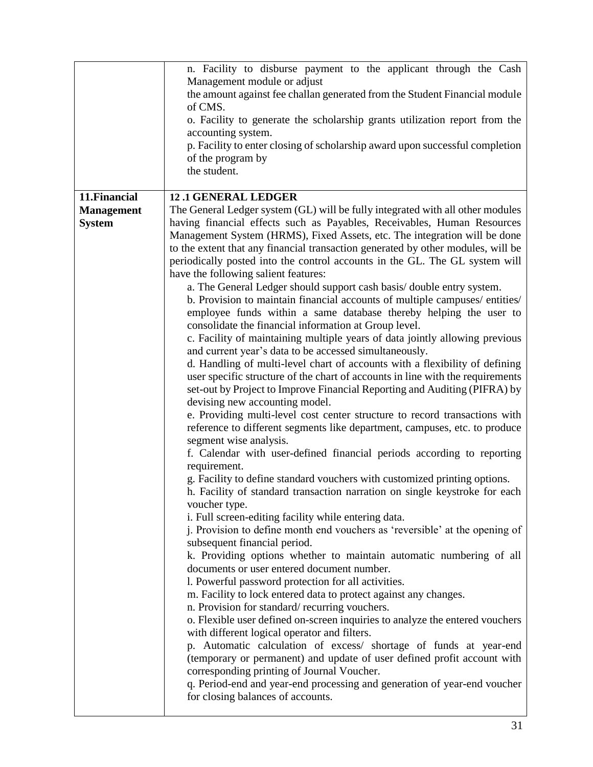| | |
|---|---|
| | n. Facility to disburse payment to the applicant through the Cash Management module or adjust<br>the amount against fee challan generated from the Student Financial module of CMS.<br>o. Facility to generate the scholarship grants utilization report from the accounting system.<br>p. Facility to enter closing of scholarship award upon successful completion of the program by<br>the student. |
| **11.Financial Management System** | **12 .1 GENERAL LEDGER**<br>The General Ledger system (GL) will be fully integrated with all other modules having financial effects such as Payables, Receivables, Human Resources Management System (HRMS), Fixed Assets, etc. The integration will be done to the extent that any financial transaction generated by other modules, will be periodically posted into the control accounts in the GL. The GL system will have the following salient features:<br>a. The General Ledger should support cash basis/ double entry system.<br>b. Provision to maintain financial accounts of multiple campuses/ entities/ employee funds within a same database thereby helping the user to consolidate the financial information at Group level.<br>c. Facility of maintaining multiple years of data jointly allowing previous and current year's data to be accessed simultaneously.<br>d. Handling of multi-level chart of accounts with a flexibility of defining user specific structure of the chart of accounts in line with the requirements set-out by Project to Improve Financial Reporting and Auditing (PIFRA) by devising new accounting model.<br>e. Providing multi-level cost center structure to record transactions with reference to different segments like department, campuses, etc. to produce segment wise analysis.<br>f. Calendar with user-defined financial periods according to reporting requirement.<br>g. Facility to define standard vouchers with customized printing options.<br>h. Facility of standard transaction narration on single keystroke for each voucher type.<br>i. Full screen-editing facility while entering data.<br>j. Provision to define month end vouchers as 'reversible' at the opening of subsequent financial period.<br>k. Providing options whether to maintain automatic numbering of all documents or user entered document number.<br>l. Powerful password protection for all activities.<br>m. Facility to lock entered data to protect against any changes.<br>n. Provision for standard/ recurring vouchers.<br>o. Flexible user defined on-screen inquiries to analyze the entered vouchers with different logical operator and filters.<br>p. Automatic calculation of excess/ shortage of funds at year-end (temporary or permanent) and update of user defined profit account with corresponding printing of Journal Voucher.<br>q. Period-end and year-end processing and generation of year-end voucher for closing balances of accounts. |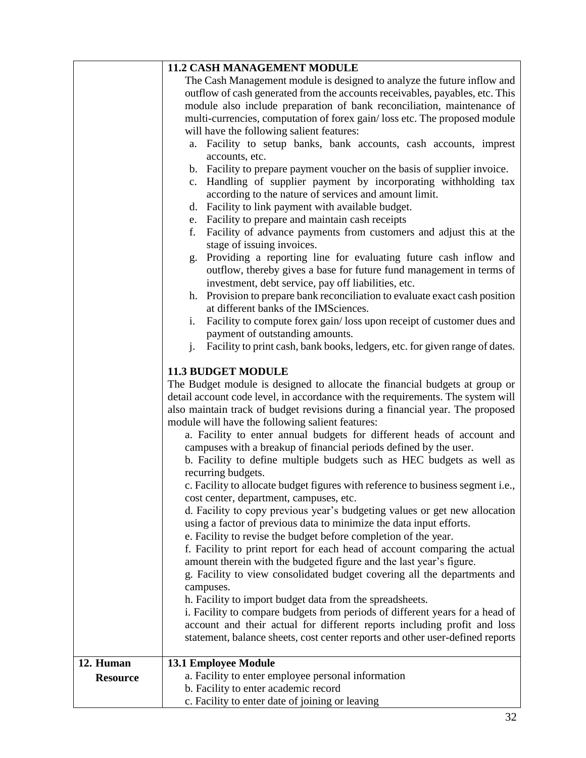| | |
|---|---|
| | **11.2 CASH MANAGEMENT MODULE**<br>The Cash Management module is designed to analyze the future inflow and outflow of cash generated from the accounts receivables, payables, etc. This module also include preparation of bank reconciliation, maintenance of multi-currencies, computation of forex gain/ loss etc. The proposed module will have the following salient features:<br>a. Facility to setup banks, bank accounts, cash accounts, imprest accounts, etc.<br>b. Facility to prepare payment voucher on the basis of supplier invoice.<br>c. Handling of supplier payment by incorporating withholding tax according to the nature of services and amount limit.<br>d. Facility to link payment with available budget.<br>e. Facility to prepare and maintain cash receipts<br>f. Facility of advance payments from customers and adjust this at the stage of issuing invoices.<br>g. Providing a reporting line for evaluating future cash inflow and outflow, thereby gives a base for future fund management in terms of investment, debt service, pay off liabilities, etc.<br>h. Provision to prepare bank reconciliation to evaluate exact cash position at different banks of the IMSciences.<br>i. Facility to compute forex gain/ loss upon receipt of customer dues and payment of outstanding amounts.<br>j. Facility to print cash, bank books, ledgers, etc. for given range of dates.<br><br>**11.3 BUDGET MODULE**<br>The Budget module is designed to allocate the financial budgets at group or detail account code level, in accordance with the requirements. The system will also maintain track of budget revisions during a financial year. The proposed module will have the following salient features:<br>a. Facility to enter annual budgets for different heads of account and campuses with a breakup of financial periods defined by the user.<br>b. Facility to define multiple budgets such as HEC budgets as well as recurring budgets.<br>c. Facility to allocate budget figures with reference to business segment i.e., cost center, department, campuses, etc.<br>d. Facility to copy previous year's budgeting values or get new allocation using a factor of previous data to minimize the data input efforts.<br>e. Facility to revise the budget before completion of the year.<br>f. Facility to print report for each head of account comparing the actual amount therein with the budgeted figure and the last year's figure.<br>g. Facility to view consolidated budget covering all the departments and campuses.<br>h. Facility to import budget data from the spreadsheets.<br>i. Facility to compare budgets from periods of different years for a head of account and their actual for different reports including profit and loss statement, balance sheets, cost center reports and other user-defined reports |
| **12. Human Resource** | **13.1 Employee Module**<br>a. Facility to enter employee personal information<br>b. Facility to enter academic record<br>c. Facility to enter date of joining or leaving |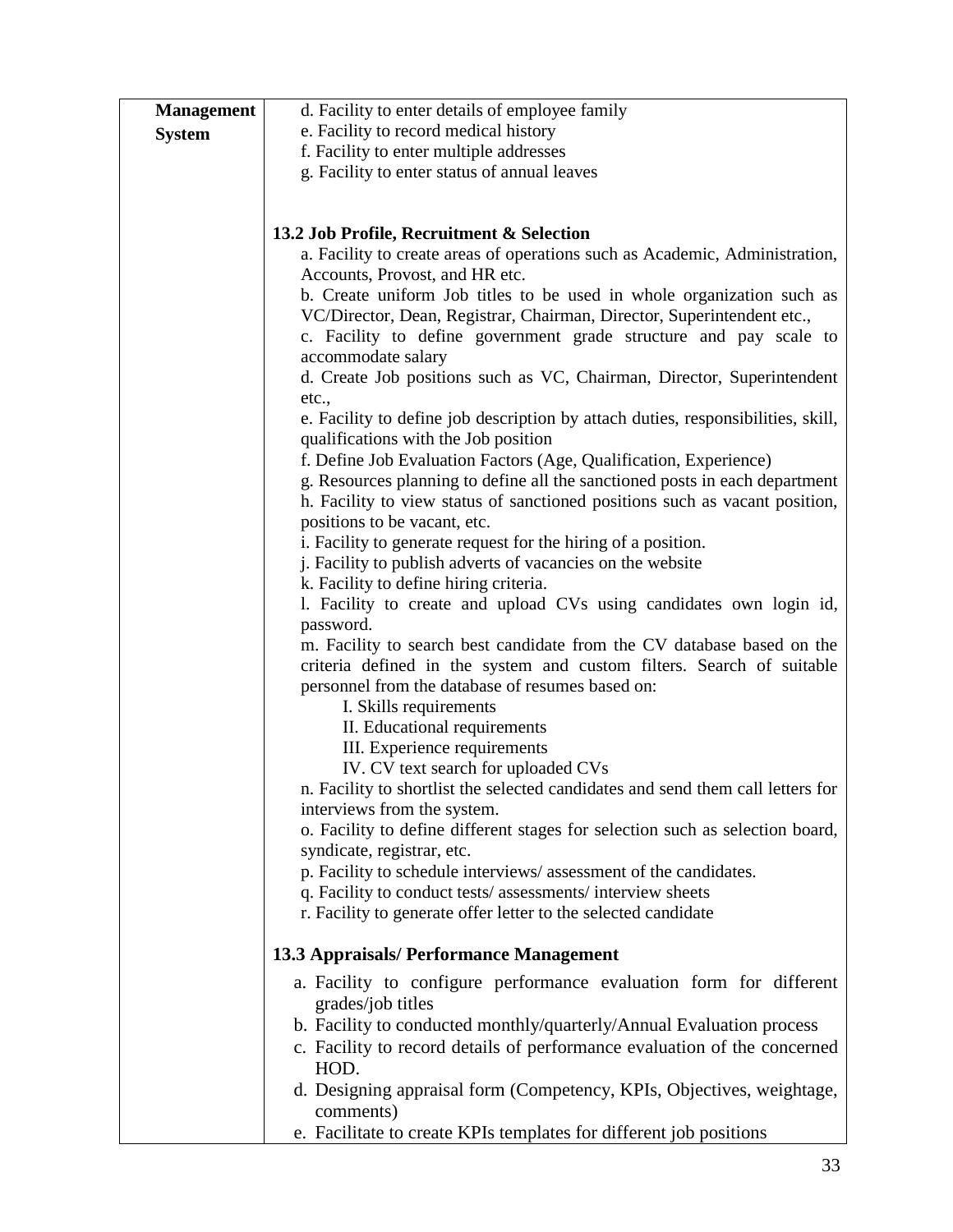| Management System | d. Facility to enter details of employee family<br>e. Facility to record medical history<br>f. Facility to enter multiple addresses<br>g. Facility to enter status of annual leaves<br><br>**13.2 Job Profile, Recruitment & Selection**<br>a. Facility to create areas of operations such as Academic, Administration, Accounts, Provost, and HR etc.<br>b. Create uniform Job titles to be used in whole organization such as VC/Director, Dean, Registrar, Chairman, Director, Superintendent etc.,<br>c. Facility to define government grade structure and pay scale to accommodate salary<br>d. Create Job positions such as VC, Chairman, Director, Superintendent etc.,<br>e. Facility to define job description by attach duties, responsibilities, skill, qualifications with the Job position<br>f. Define Job Evaluation Factors (Age, Qualification, Experience)<br>g. Resources planning to define all the sanctioned posts in each department<br>h. Facility to view status of sanctioned positions such as vacant position, positions to be vacant, etc.<br>i. Facility to generate request for the hiring of a position.<br>j. Facility to publish adverts of vacancies on the website<br>k. Facility to define hiring criteria.<br>l. Facility to create and upload CVs using candidates own login id, password.<br>m. Facility to search best candidate from the CV database based on the criteria defined in the system and custom filters. Search of suitable personnel from the database of resumes based on:<br>I. Skills requirements<br>II. Educational requirements<br>III. Experience requirements<br>IV. CV text search for uploaded CVs<br>n. Facility to shortlist the selected candidates and send them call letters for interviews from the system.<br>o. Facility to define different stages for selection such as selection board, syndicate, registrar, etc.<br>p. Facility to schedule interviews/ assessment of the candidates.<br>q. Facility to conduct tests/ assessments/ interview sheets<br>r. Facility to generate offer letter to the selected candidate<br><br>**13.3 Appraisals/ Performance Management**<br>a. Facility to configure performance evaluation form for different grades/job titles<br>b. Facility to conducted monthly/quarterly/Annual Evaluation process<br>c. Facility to record details of performance evaluation of the concerned HOD.<br>d. Designing appraisal form (Competency, KPIs, Objectives, weightage, comments)<br>e. Facilitate to create KPIs templates for different job positions |
|---|---|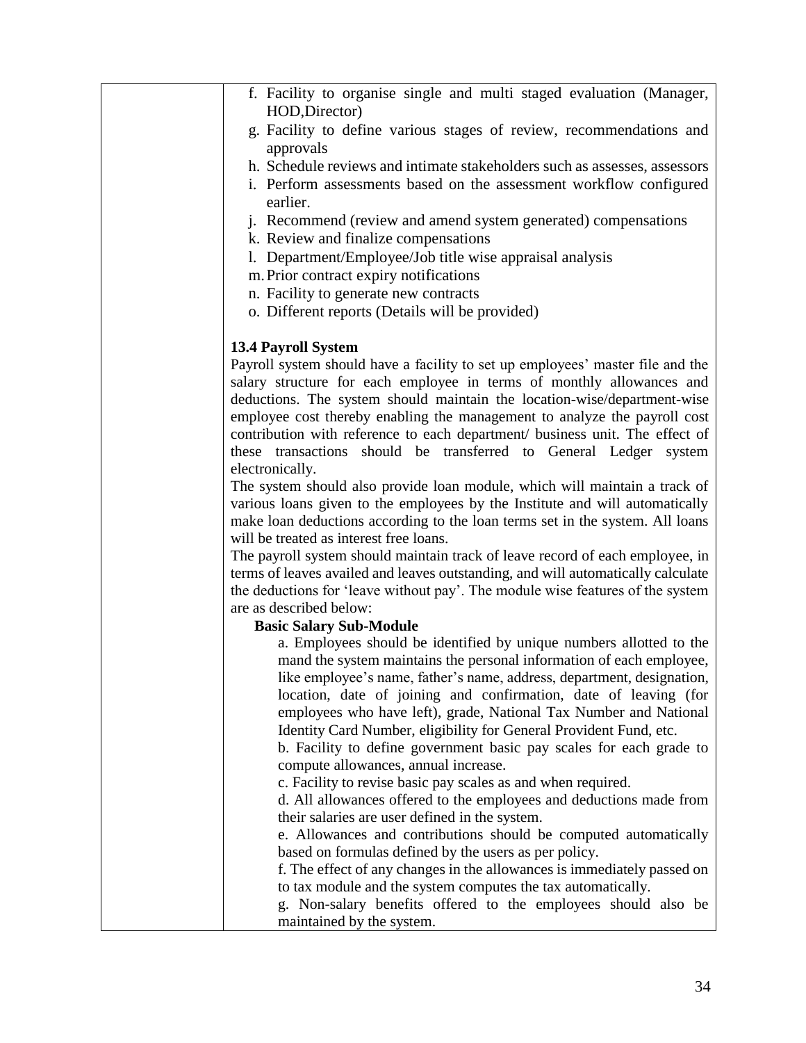| | f. Facility to organise single and multi staged evaluation (Manager, HOD,Director)<br>g. Facility to define various stages of review, recommendations and approvals<br>h. Schedule reviews and intimate stakeholders such as assesses, assessors<br>i. Perform assessments based on the assessment workflow configured earlier.<br>j. Recommend (review and amend system generated) compensations<br>k. Review and finalize compensations<br>l. Department/Employee/Job title wise appraisal analysis<br>m. Prior contract expiry notifications<br>n. Facility to generate new contracts<br>o. Different reports (Details will be provided)<br><br>**13.4 Payroll System**<br>Payroll system should have a facility to set up employees' master file and the salary structure for each employee in terms of monthly allowances and deductions. The system should maintain the location-wise/department-wise employee cost thereby enabling the management to analyze the payroll cost contribution with reference to each department/ business unit. The effect of these transactions should be transferred to General Ledger system electronically.<br>The system should also provide loan module, which will maintain a track of various loans given to the employees by the Institute and will automatically make loan deductions according to the loan terms set in the system. All loans will be treated as interest free loans.<br>The payroll system should maintain track of leave record of each employee, in terms of leaves availed and leaves outstanding, and will automatically calculate the deductions for 'leave without pay'. The module wise features of the system are as described below:<br>**Basic Salary Sub-Module**<br>a. Employees should be identified by unique numbers allotted to the mand the system maintains the personal information of each employee, like employee's name, father's name, address, department, designation, location, date of joining and confirmation, date of leaving (for employees who have left), grade, National Tax Number and National Identity Card Number, eligibility for General Provident Fund, etc.<br>b. Facility to define government basic pay scales for each grade to compute allowances, annual increase.<br>c. Facility to revise basic pay scales as and when required.<br>d. All allowances offered to the employees and deductions made from their salaries are user defined in the system.<br>e. Allowances and contributions should be computed automatically based on formulas defined by the users as per policy.<br>f. The effect of any changes in the allowances is immediately passed on to tax module and the system computes the tax automatically.<br>g. Non-salary benefits offered to the employees should also be maintained by the system. |
|---|---|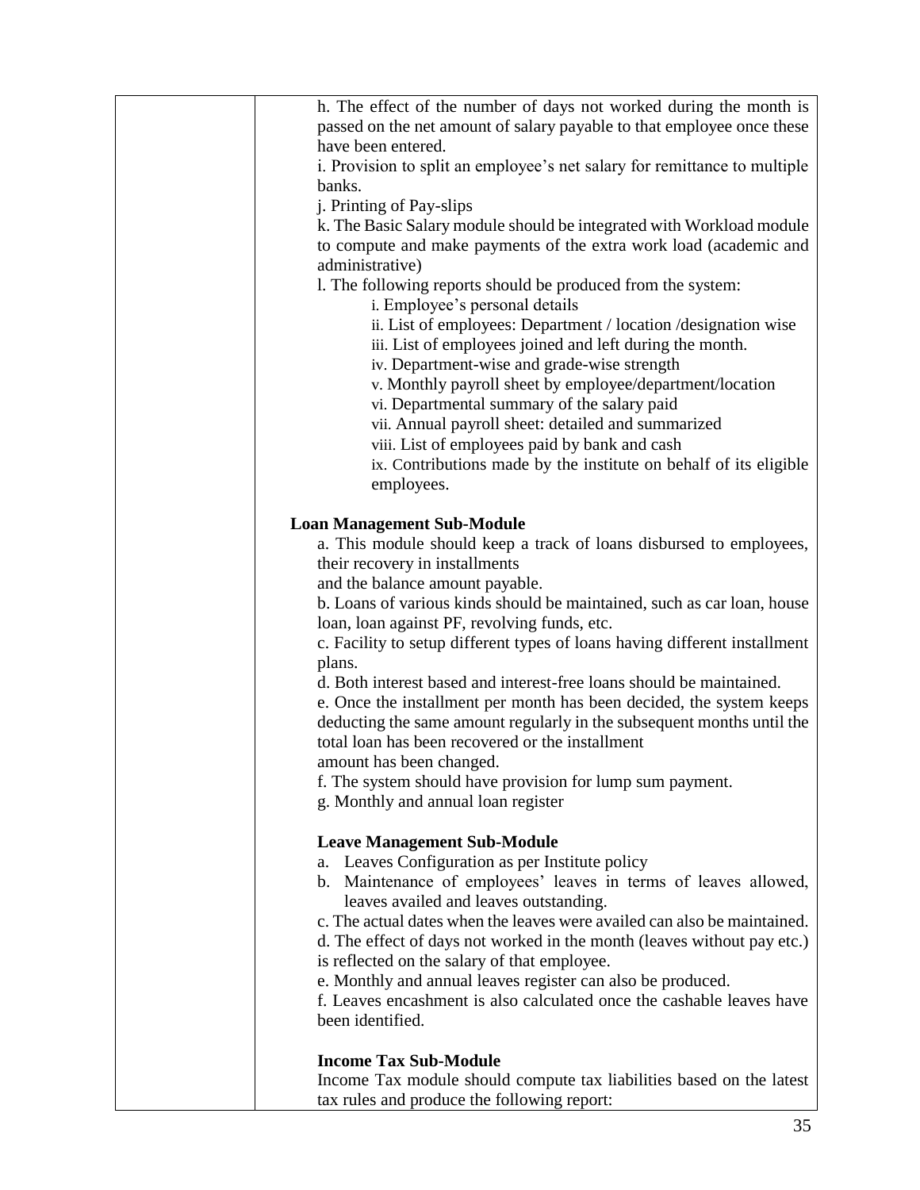| | h. The effect of the number of days not worked during the month is passed on the net amount of salary payable to that employee once these have been entered.<br>i. Provision to split an employee's net salary for remittance to multiple banks.<br>j. Printing of Pay-slips<br>k. The Basic Salary module should be integrated with Workload module to compute and make payments of the extra work load (academic and administrative)<br>l. The following reports should be produced from the system:<br>i. Employee's personal details<br>ii. List of employees: Department / location /designation wise<br>iii. List of employees joined and left during the month.<br>iv. Department-wise and grade-wise strength<br>v. Monthly payroll sheet by employee/department/location<br>vi. Departmental summary of the salary paid<br>vii. Annual payroll sheet: detailed and summarized<br>viii. List of employees paid by bank and cash<br>ix. Contributions made by the institute on behalf of its eligible employees.<br><br>**Loan Management Sub-Module**<br>a. This module should keep a track of loans disbursed to employees, their recovery in installments and the balance amount payable.<br>b. Loans of various kinds should be maintained, such as car loan, house loan, loan against PF, revolving funds, etc.<br>c. Facility to setup different types of loans having different installment plans.<br>d. Both interest based and interest-free loans should be maintained.<br>e. Once the installment per month has been decided, the system keeps deducting the same amount regularly in the subsequent months until the total loan has been recovered or the installment amount has been changed.<br>f. The system should have provision for lump sum payment.<br>g. Monthly and annual loan register<br><br>**Leave Management Sub-Module**<br>a. Leaves Configuration as per Institute policy<br>b. Maintenance of employees' leaves in terms of leaves allowed, leaves availed and leaves outstanding.<br>c. The actual dates when the leaves were availed can also be maintained.<br>d. The effect of days not worked in the month (leaves without pay etc.) is reflected on the salary of that employee.<br>e. Monthly and annual leaves register can also be produced.<br>f. Leaves encashment is also calculated once the cashable leaves have been identified.<br><br>**Income Tax Sub-Module**<br>Income Tax module should compute tax liabilities based on the latest tax rules and produce the following report: |
|---|---|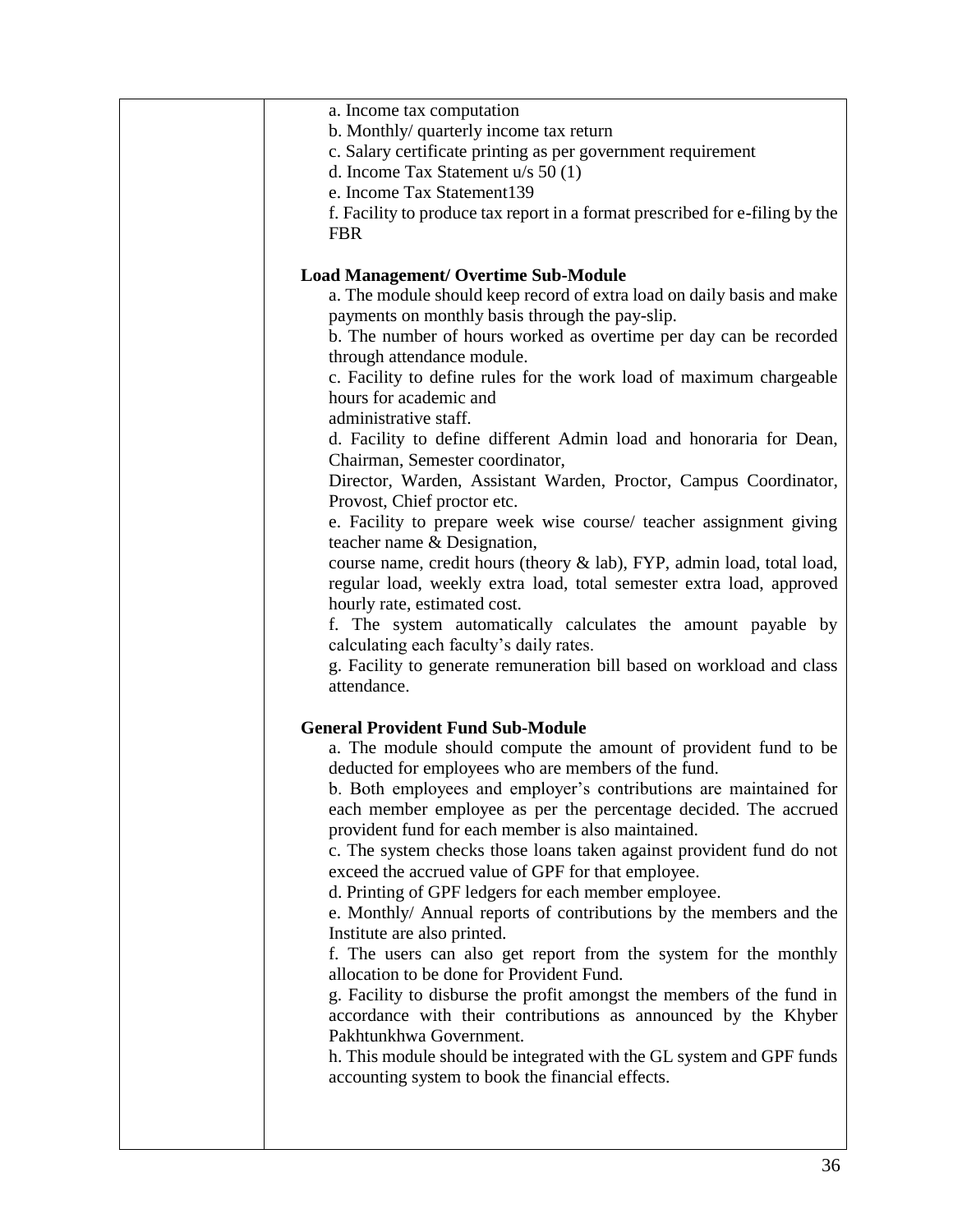| | |
|---|---|
| | a. Income tax computation<br>b. Monthly/ quarterly income tax return<br>c. Salary certificate printing as per government requirement<br>d. Income Tax Statement u/s 50 (1)<br>e. Income Tax Statement139<br>f. Facility to produce tax report in a format prescribed for e-filing by the FBR<br><br>**Load Management/ Overtime Sub-Module**<br>a. The module should keep record of extra load on daily basis and make payments on monthly basis through the pay-slip.<br>b. The number of hours worked as overtime per day can be recorded through attendance module.<br>c. Facility to define rules for the work load of maximum chargeable hours for academic and<br>administrative staff.<br>d. Facility to define different Admin load and honoraria for Dean, Chairman, Semester coordinator,<br>Director, Warden, Assistant Warden, Proctor, Campus Coordinator, Provost, Chief proctor etc.<br>e. Facility to prepare week wise course/ teacher assignment giving teacher name & Designation,<br>course name, credit hours (theory & lab), FYP, admin load, total load, regular load, weekly extra load, total semester extra load, approved hourly rate, estimated cost.<br>f. The system automatically calculates the amount payable by calculating each faculty's daily rates.<br>g. Facility to generate remuneration bill based on workload and class attendance.<br><br>**General Provident Fund Sub-Module**<br>a. The module should compute the amount of provident fund to be deducted for employees who are members of the fund.<br>b. Both employees and employer's contributions are maintained for each member employee as per the percentage decided. The accrued provident fund for each member is also maintained.<br>c. The system checks those loans taken against provident fund do not exceed the accrued value of GPF for that employee.<br>d. Printing of GPF ledgers for each member employee.<br>e. Monthly/ Annual reports of contributions by the members and the Institute are also printed.<br>f. The users can also get report from the system for the monthly allocation to be done for Provident Fund.<br>g. Facility to disburse the profit amongst the members of the fund in accordance with their contributions as announced by the Khyber Pakhtunkhwa Government.<br>h. This module should be integrated with the GL system and GPF funds accounting system to book the financial effects. |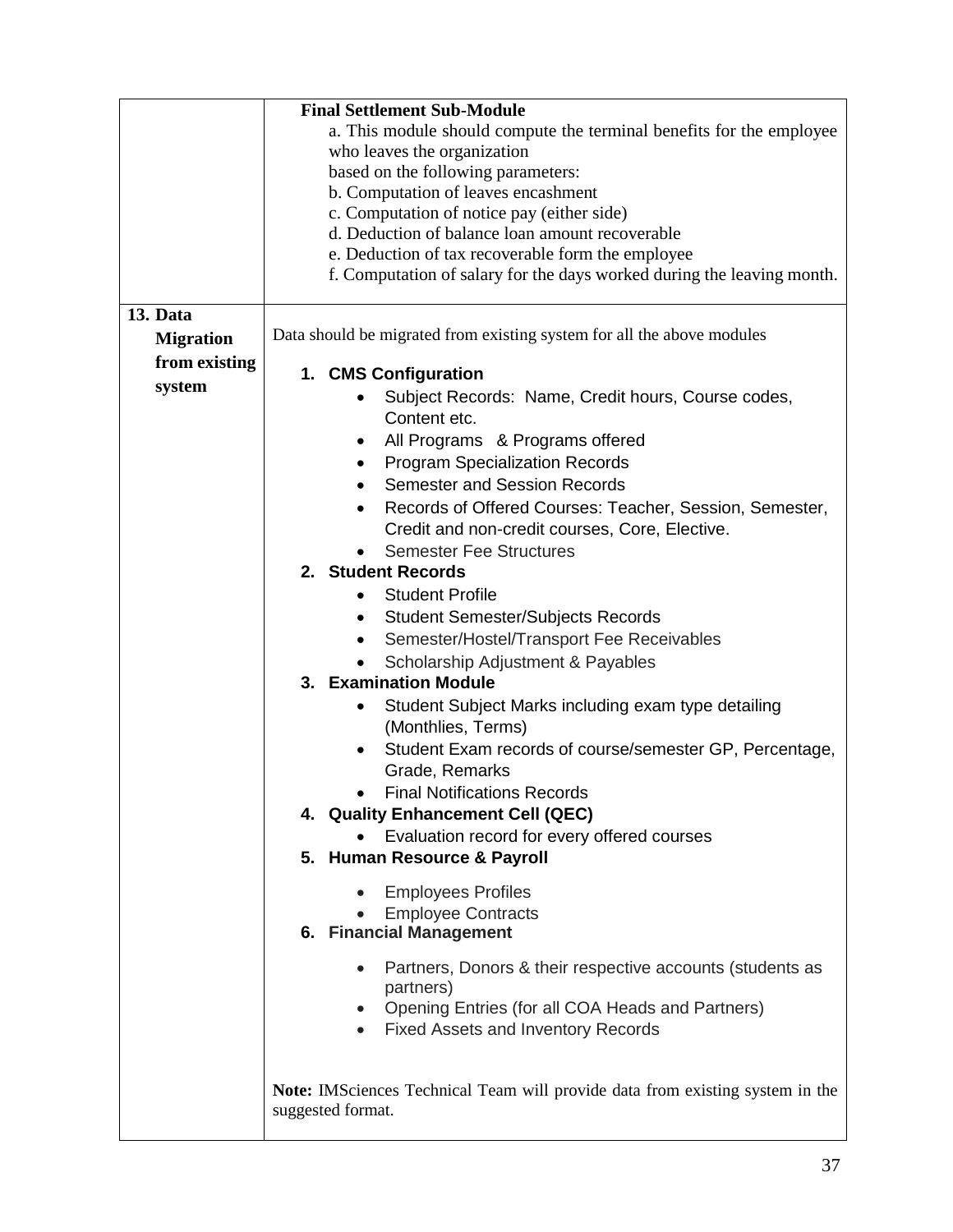| | |
|---|---|
| | **Final Settlement Sub-Module**<br>a. This module should compute the terminal benefits for the employee who leaves the organization<br>based on the following parameters:<br>b. Computation of leaves encashment<br>c. Computation of notice pay (either side)<br>d. Deduction of balance loan amount recoverable<br>e. Deduction of tax recoverable form the employee<br>f. Computation of salary for the days worked during the leaving month. |
| **13. Data Migration from existing system** | Data should be migrated from existing system for all the above modules<br><br>**1. CMS Configuration**<br>• Subject Records: Name, Credit hours, Course codes, Content etc.<br>• All Programs & Programs offered<br>• Program Specialization Records<br>• Semester and Session Records<br>• Records of Offered Courses: Teacher, Session, Semester, Credit and non-credit courses, Core, Elective.<br>• Semester Fee Structures<br>**2. Student Records**<br>• Student Profile<br>• Student Semester/Subjects Records<br>• Semester/Hostel/Transport Fee Receivables<br>• Scholarship Adjustment & Payables<br>**3. Examination Module**<br>• Student Subject Marks including exam type detailing (Monthlies, Terms)<br>• Student Exam records of course/semester GP, Percentage, Grade, Remarks<br>• Final Notifications Records<br>**4. Quality Enhancement Cell (QEC)**<br>• Evaluation record for every offered courses<br>**5. Human Resource & Payroll**<br>• Employees Profiles<br>• Employee Contracts<br>**6. Financial Management**<br>• Partners, Donors & their respective accounts (students as partners)<br>• Opening Entries (for all COA Heads and Partners)<br>• Fixed Assets and Inventory Records<br><br>**Note:** IMSciences Technical Team will provide data from existing system in the suggested format. |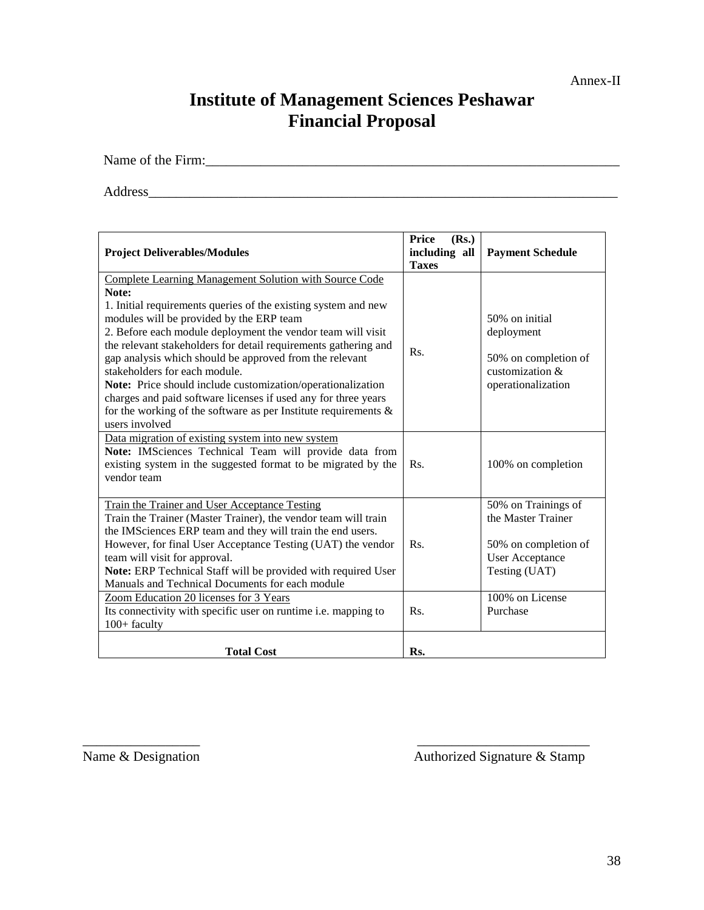Annex-II

# Institute of Management Sciences Peshawar
# Financial Proposal

Name of the Firm:_______________________________________________________________

Address_____________________________________________________________________

| Project Deliverables/Modules | Price (Rs.) including all Taxes | Payment Schedule |
|---|---|---|
| Complete Learning Management Solution with Source Code<br>**Note:**<br>1. Initial requirements queries of the existing system and new modules will be provided by the ERP team<br>2. Before each module deployment the vendor team will visit the relevant stakeholders for detail requirements gathering and gap analysis which should be approved from the relevant stakeholders for each module.<br>**Note:** Price should include customization/operationalization charges and paid software licenses if used any for three years for the working of the software as per Institute requirements & users involved | Rs. | 50% on initial deployment<br><br>50% on completion of customization & operationalization |
| Data migration of existing system into new system<br>**Note:** IMSciences Technical Team will provide data from existing system in the suggested format to be migrated by the vendor team | Rs. | 100% on completion |
| Train the Trainer and User Acceptance Testing<br>Train the Trainer (Master Trainer), the vendor team will train the IMSciences ERP team and they will train the end users. However, for final User Acceptance Testing (UAT) the vendor team will visit for approval.<br>**Note:** ERP Technical Staff will be provided with required User Manuals and Technical Documents for each module | Rs. | 50% on Trainings of the Master Trainer<br><br>50% on completion of User Acceptance Testing (UAT) |
| Zoom Education 20 licenses for 3 Years<br>Its connectivity with specific user on runtime i.e. mapping to 100+ faculty | Rs. | 100% on License Purchase |
| **Total Cost** | **Rs.** | |

_________________ &nbsp;&nbsp;&nbsp;&nbsp;&nbsp;&nbsp;&nbsp;&nbsp;&nbsp;&nbsp;&nbsp;&nbsp; _________________________

Name & Designation &nbsp;&nbsp;&nbsp;&nbsp;&nbsp;&nbsp;&nbsp;&nbsp;&nbsp;&nbsp;&nbsp;&nbsp; Authorized Signature & Stamp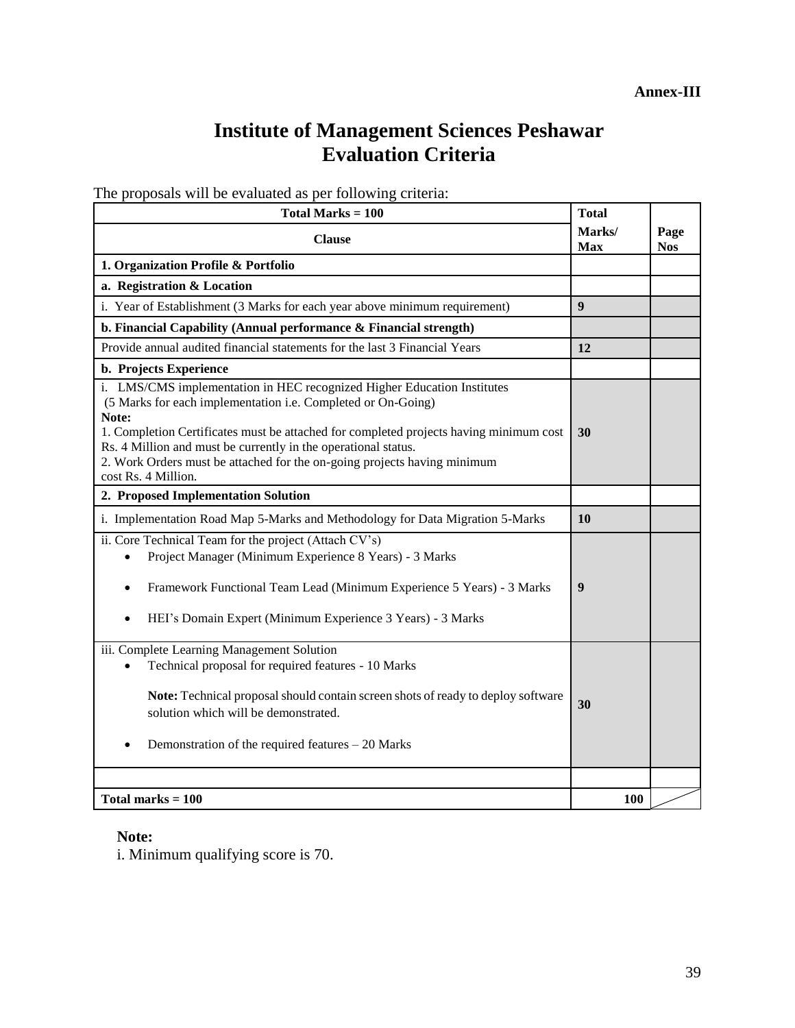**Annex-III**

# Institute of Management Sciences Peshawar
# Evaluation Criteria

The proposals will be evaluated as per following criteria:

| Total Marks = 100<br>Clause | Total Marks/ Max | Page Nos |
|---|---|---|
| **1. Organization Profile & Portfolio** | | |
| **a. Registration & Location** | | |
| i. Year of Establishment (3 Marks for each year above minimum requirement) | **9** | |
| **b. Financial Capability (Annual performance & Financial strength)** | | |
| Provide annual audited financial statements for the last 3 Financial Years | **12** | |
| **b. Projects Experience** | | |
| i. LMS/CMS implementation in HEC recognized Higher Education Institutes (5 Marks for each implementation i.e. Completed or On-Going)<br>**Note:**<br>1. Completion Certificates must be attached for completed projects having minimum cost Rs. 4 Million and must be currently in the operational status.<br>2. Work Orders must be attached for the on-going projects having minimum cost Rs. 4 Million. | **30** | |
| **2. Proposed Implementation Solution** | | |
| i. Implementation Road Map 5-Marks and Methodology for Data Migration 5-Marks | **10** | |
| ii. Core Technical Team for the project (Attach CV's)<br>• Project Manager (Minimum Experience 8 Years) - 3 Marks<br>• Framework Functional Team Lead (Minimum Experience 5 Years) - 3 Marks<br>• HEI's Domain Expert (Minimum Experience 3 Years) - 3 Marks | **9** | |
| iii. Complete Learning Management Solution<br>• Technical proposal for required features - 10 Marks<br>**Note:** Technical proposal should contain screen shots of ready to deploy software solution which will be demonstrated.<br>• Demonstration of the required features – 20 Marks | **30** | |
| | | |
| **Total marks = 100** | **100** | |

**Note:**

i. Minimum qualifying score is 70.